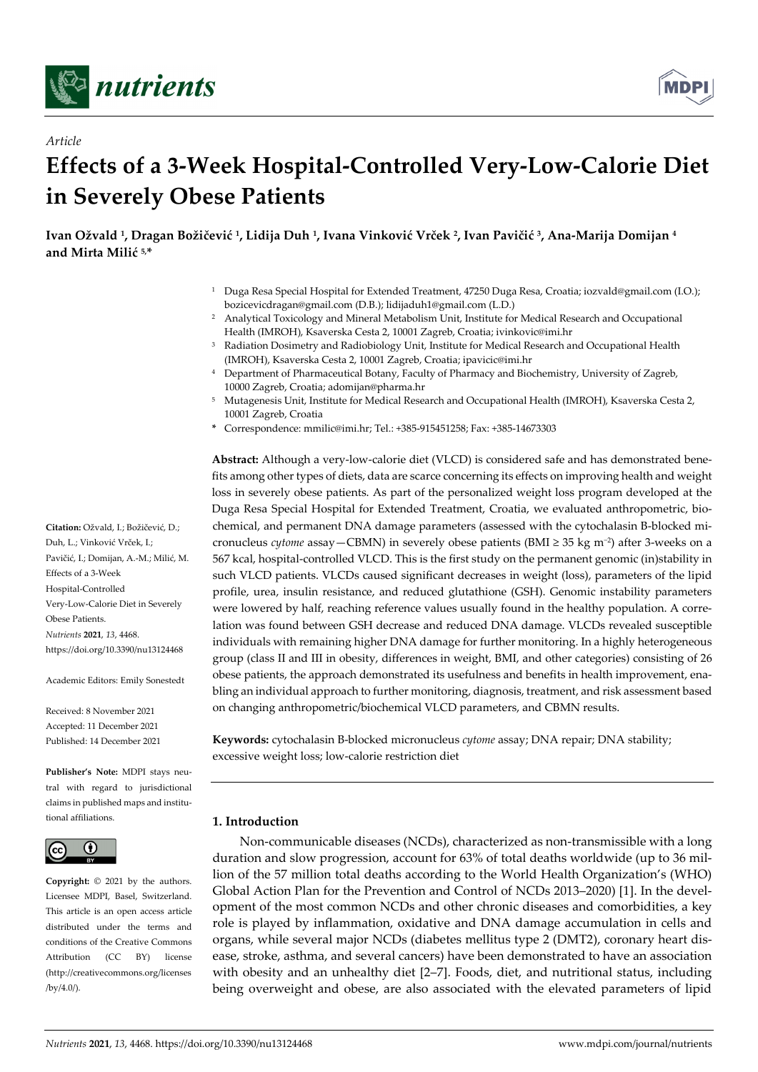*Article*

# Effects of a 3-Week Hospital-Controlled Very-Low-Calorie Diet in Severely Obese Patients

**Ivan Ožvald [1], Dragan Božičević [1], Lidija Duh [1], Ivana Vinković Vrček [2], Ivan Pavičić [3], Ana-Marija Domijan [4] and Mirta Milić [5,*]**

[1] Duga Resa Special Hospital for Extended Treatment, 47250 Duga Resa, Croatia; iozvald@gmail.com (I.O.); bozicevicdragan@gmail.com (D.B.); lidijaduh1@gmail.com (L.D.)
[2] Analytical Toxicology and Mineral Metabolism Unit, Institute for Medical Research and Occupational Health (IMROH), Ksaverska Cesta 2, 10001 Zagreb, Croatia; ivinkovic@imi.hr
[3] Radiation Dosimetry and Radiobiology Unit, Institute for Medical Research and Occupational Health (IMROH), Ksaverska Cesta 2, 10001 Zagreb, Croatia; ipavicic@imi.hr
[4] Department of Pharmaceutical Botany, Faculty of Pharmacy and Biochemistry, University of Zagreb, 10000 Zagreb, Croatia; adomijan@pharma.hr
[5] Mutagenesis Unit, Institute for Medical Research and Occupational Health (IMROH), Ksaverska Cesta 2, 10001 Zagreb, Croatia
* Correspondence: mmilic@imi.hr; Tel.: +385-915451258; Fax: +385-14673303

**Abstract:** Although a very-low-calorie diet (VLCD) is considered safe and has demonstrated benefits among other types of diets, data are scarce concerning its effects on improving health and weight loss in severely obese patients. As part of the personalized weight loss program developed at the Duga Resa Special Hospital for Extended Treatment, Croatia, we evaluated anthropometric, biochemical, and permanent DNA damage parameters (assessed with the cytochalasin B-blocked micronucleus *cytome* assay—CBMN) in severely obese patients (BMI ≥ 35 kg $m^{-2}$) after 3-weeks on a 567 kcal, hospital-controlled VLCD. This is the first study on the permanent genomic (in)stability in such VLCD patients. VLCDs caused significant decreases in weight (loss), parameters of the lipid profile, urea, insulin resistance, and reduced glutathione (GSH). Genomic instability parameters were lowered by half, reaching reference values usually found in the healthy population. A correlation was found between GSH decrease and reduced DNA damage. VLCDs revealed susceptible individuals with remaining higher DNA damage for further monitoring. In a highly heterogeneous group (class II and III in obesity, differences in weight, BMI, and other categories) consisting of 26 obese patients, the approach demonstrated its usefulness and benefits in health improvement, enabling an individual approach to further monitoring, diagnosis, treatment, and risk assessment based on changing anthropometric/biochemical VLCD parameters, and CBMN results.

**Keywords:** cytochalasin B-blocked micronucleus *cytome* assay; DNA repair; DNA stability; excessive weight loss; low-calorie restriction diet

**Citation:** Ožvald, I.; Božičević, D.; Duh, L.; Vinković Vrček, I.; Pavičić, I.; Domijan, A.-M.; Milić, M. Effects of a 3-Week Hospital-Controlled Very-Low-Calorie Diet in Severely Obese Patients. *Nutrients* **2021**, *13*, 4468. https://doi.org/10.3390/nu13124468

Academic Editors: Emily Sonestedt

Received: 8 November 2021
Accepted: 11 December 2021
Published: 14 December 2021

**Publisher's Note:** MDPI stays neutral with regard to jurisdictional claims in published maps and institutional affiliations.

**Copyright:** © 2021 by the authors. Licensee MDPI, Basel, Switzerland. This article is an open access article distributed under the terms and conditions of the Creative Commons Attribution (CC BY) license (http://creativecommons.org/licenses/by/4.0/).

## 1. Introduction

Non-communicable diseases (NCDs), characterized as non-transmissible with a long duration and slow progression, account for 63% of total deaths worldwide (up to 36 million of the 57 million total deaths according to the World Health Organization's (WHO) Global Action Plan for the Prevention and Control of NCDs 2013–2020) [1]. In the development of the most common NCDs and other chronic diseases and comorbidities, a key role is played by inflammation, oxidative and DNA damage accumulation in cells and organs, while several major NCDs (diabetes mellitus type 2 (DMT2), coronary heart disease, stroke, asthma, and several cancers) have been demonstrated to have an association with obesity and an unhealthy diet [2–7]. Foods, diet, and nutritional status, including being overweight and obese, are also associated with the elevated parameters of lipid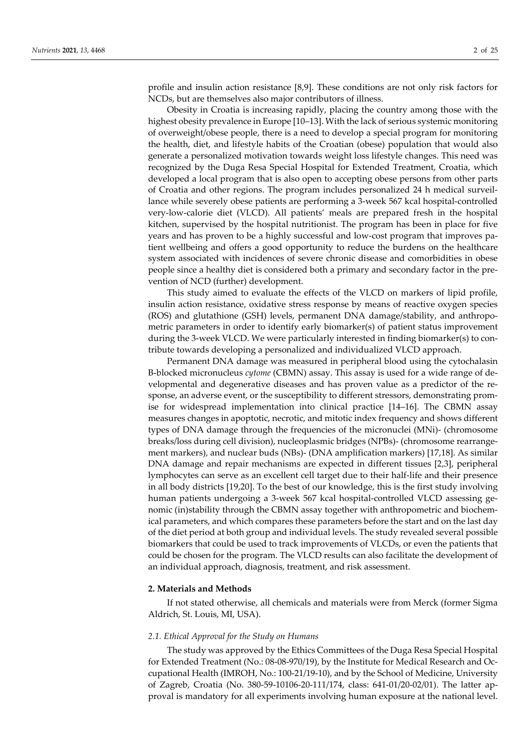profile and insulin action resistance [8,9]. These conditions are not only risk factors for NCDs, but are themselves also major contributors of illness.

Obesity in Croatia is increasing rapidly, placing the country among those with the highest obesity prevalence in Europe [10–13]. With the lack of serious systemic monitoring of overweight/obese people, there is a need to develop a special program for monitoring the health, diet, and lifestyle habits of the Croatian (obese) population that would also generate a personalized motivation towards weight loss lifestyle changes. This need was recognized by the Duga Resa Special Hospital for Extended Treatment, Croatia, which developed a local program that is also open to accepting obese persons from other parts of Croatia and other regions. The program includes personalized 24 h medical surveillance while severely obese patients are performing a 3-week 567 kcal hospital-controlled very-low-calorie diet (VLCD). All patients' meals are prepared fresh in the hospital kitchen, supervised by the hospital nutritionist. The program has been in place for five years and has proven to be a highly successful and low-cost program that improves patient wellbeing and offers a good opportunity to reduce the burdens on the healthcare system associated with incidences of severe chronic disease and comorbidities in obese people since a healthy diet is considered both a primary and secondary factor in the prevention of NCD (further) development.

This study aimed to evaluate the effects of the VLCD on markers of lipid profile, insulin action resistance, oxidative stress response by means of reactive oxygen species (ROS) and glutathione (GSH) levels, permanent DNA damage/stability, and anthropometric parameters in order to identify early biomarker(s) of patient status improvement during the 3-week VLCD. We were particularly interested in finding biomarker(s) to contribute towards developing a personalized and individualized VLCD approach.

Permanent DNA damage was measured in peripheral blood using the cytochalasin B-blocked micronucleus *cytome* (CBMN) assay. This assay is used for a wide range of developmental and degenerative diseases and has proven value as a predictor of the response, an adverse event, or the susceptibility to different stressors, demonstrating promise for widespread implementation into clinical practice [14–16]. The CBMN assay measures changes in apoptotic, necrotic, and mitotic index frequency and shows different types of DNA damage through the frequencies of the micronuclei (MNi)- (chromosome breaks/loss during cell division), nucleoplasmic bridges (NPBs)- (chromosome rearrangement markers), and nuclear buds (NBs)- (DNA amplification markers) [17,18]. As similar DNA damage and repair mechanisms are expected in different tissues [2,3], peripheral lymphocytes can serve as an excellent cell target due to their half-life and their presence in all body districts [19,20]. To the best of our knowledge, this is the first study involving human patients undergoing a 3-week 567 kcal hospital-controlled VLCD assessing genomic (in)stability through the CBMN assay together with anthropometric and biochemical parameters, and which compares these parameters before the start and on the last day of the diet period at both group and individual levels. The study revealed several possible biomarkers that could be used to track improvements of VLCDs, or even the patients that could be chosen for the program. The VLCD results can also facilitate the development of an individual approach, diagnosis, treatment, and risk assessment.

## 2. Materials and Methods

If not stated otherwise, all chemicals and materials were from Merck (former Sigma Aldrich, St. Louis, MI, USA).

### 2.1. Ethical Approval for the Study on Humans

The study was approved by the Ethics Committees of the Duga Resa Special Hospital for Extended Treatment (No.: 08-08-970/19), by the Institute for Medical Research and Occupational Health (IMROH, No.: 100-21/19-10), and by the School of Medicine, University of Zagreb, Croatia (No. 380-59-10106-20-111/174, class: 641-01/20-02/01). The latter approval is mandatory for all experiments involving human exposure at the national level.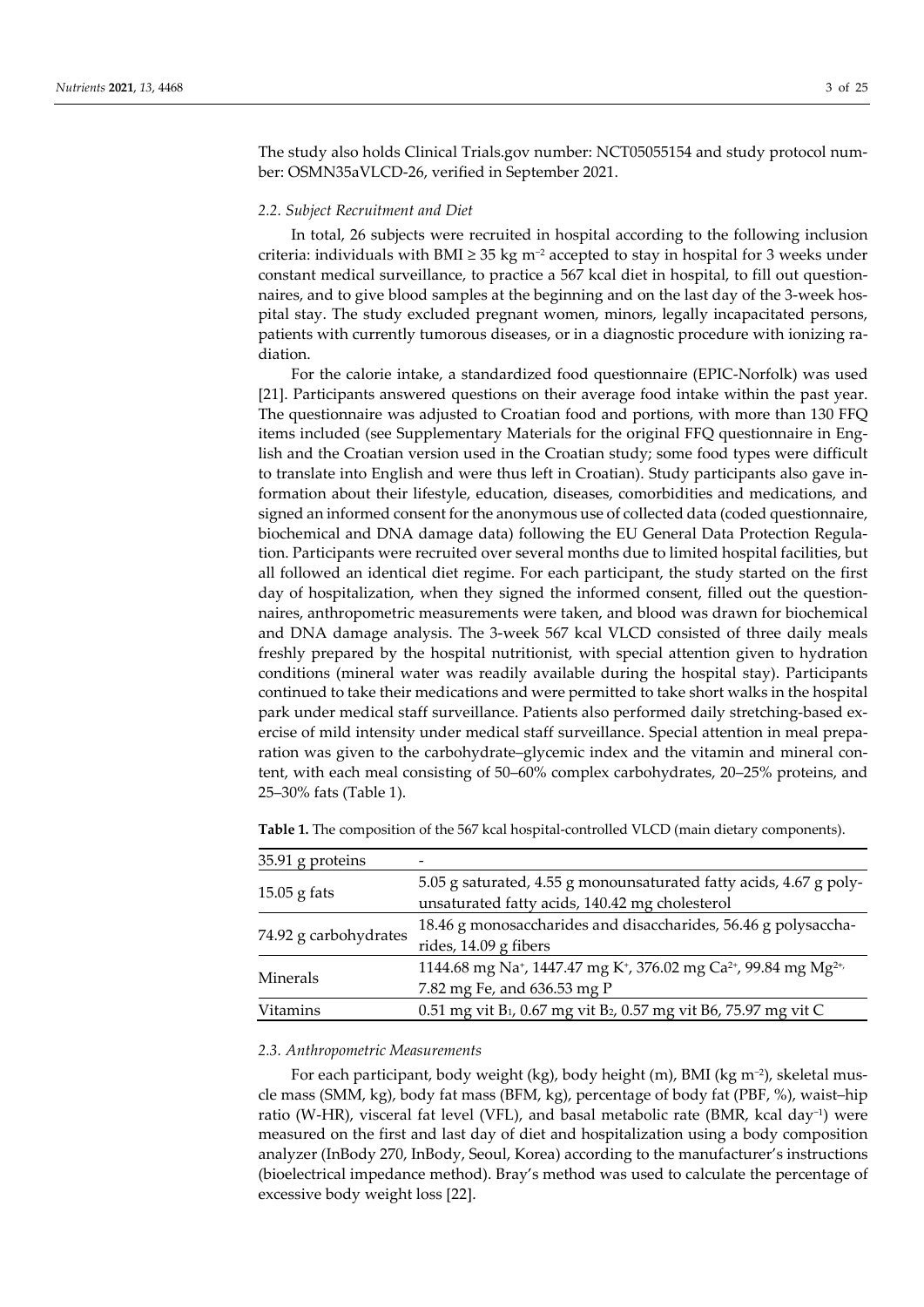The study also holds Clinical Trials.gov number: NCT05055154 and study protocol number: OSMN35aVLCD-26, verified in September 2021.

### *2.2. Subject Recruitment and Diet*

In total, 26 subjects were recruited in hospital according to the following inclusion criteria: individuals with BMI ≥ 35 kg $m^{-2}$ accepted to stay in hospital for 3 weeks under constant medical surveillance, to practice a 567 kcal diet in hospital, to fill out questionnaires, and to give blood samples at the beginning and on the last day of the 3-week hospital stay. The study excluded pregnant women, minors, legally incapacitated persons, patients with currently tumorous diseases, or in a diagnostic procedure with ionizing radiation.

For the calorie intake, a standardized food questionnaire (EPIC-Norfolk) was used [21]. Participants answered questions on their average food intake within the past year. The questionnaire was adjusted to Croatian food and portions, with more than 130 FFQ items included (see Supplementary Materials for the original FFQ questionnaire in English and the Croatian version used in the Croatian study; some food types were difficult to translate into English and were thus left in Croatian). Study participants also gave information about their lifestyle, education, diseases, comorbidities and medications, and signed an informed consent for the anonymous use of collected data (coded questionnaire, biochemical and DNA damage data) following the EU General Data Protection Regulation. Participants were recruited over several months due to limited hospital facilities, but all followed an identical diet regime. For each participant, the study started on the first day of hospitalization, when they signed the informed consent, filled out the questionnaires, anthropometric measurements were taken, and blood was drawn for biochemical and DNA damage analysis. The 3-week 567 kcal VLCD consisted of three daily meals freshly prepared by the hospital nutritionist, with special attention given to hydration conditions (mineral water was readily available during the hospital stay). Participants continued to take their medications and were permitted to take short walks in the hospital park under medical staff surveillance. Patients also performed daily stretching-based exercise of mild intensity under medical staff surveillance. Special attention in meal preparation was given to the carbohydrate–glycemic index and the vitamin and mineral content, with each meal consisting of 50–60% complex carbohydrates, 20–25% proteins, and 25–30% fats (Table 1).

**Table 1.** The composition of the 567 kcal hospital-controlled VLCD (main dietary components).

| 35.91 g proteins | - |
|---|---|
| 15.05 g fats | 5.05 g saturated, 4.55 g monounsaturated fatty acids, 4.67 g polyunsaturated fatty acids, 140.42 mg cholesterol |
| 74.92 g carbohydrates | 18.46 g monosaccharides and disaccharides, 56.46 g polysaccharides, 14.09 g fibers |
| Minerals | 1144.68 mg $Na^{+}$, 1447.47 mg $K^{+}$, 376.02 mg $Ca^{2+}$, 99.84 mg $Mg^{2+}$, 7.82 mg Fe, and 636.53 mg P |
| Vitamins | 0.51 mg vit $B_1$, 0.67 mg vit $B_2$, 0.57 mg vit B6, 75.97 mg vit C |

### *2.3. Anthropometric Measurements*

For each participant, body weight (kg), body height (m), BMI (kg $m^{-2}$), skeletal muscle mass (SMM, kg), body fat mass (BFM, kg), percentage of body fat (PBF, %), waist–hip ratio (W-HR), visceral fat level (VFL), and basal metabolic rate (BMR, kcal $day^{-1}$) were measured on the first and last day of diet and hospitalization using a body composition analyzer (InBody 270, InBody, Seoul, Korea) according to the manufacturer's instructions (bioelectrical impedance method). Bray's method was used to calculate the percentage of excessive body weight loss [22].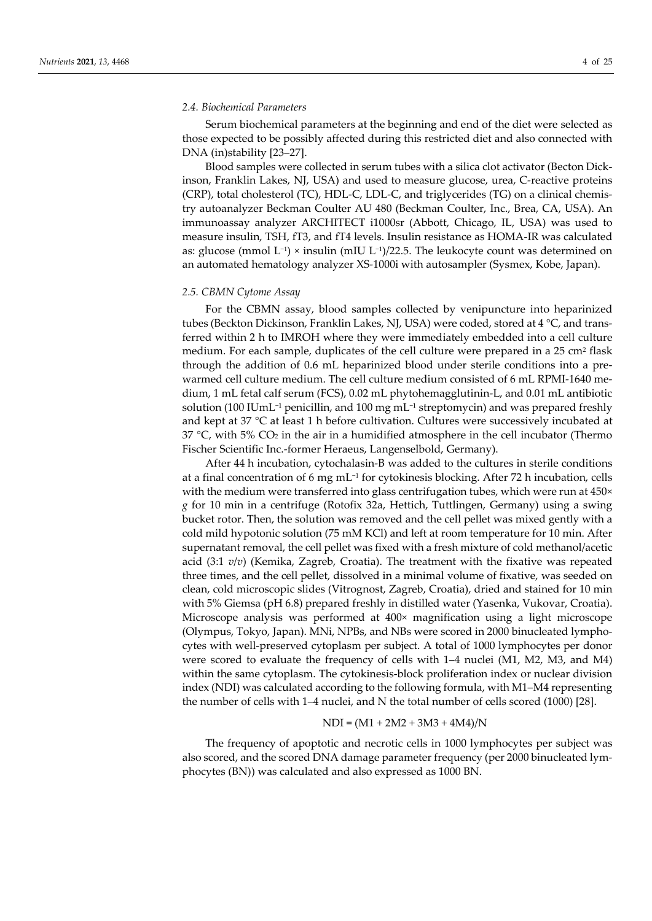### 2.4. Biochemical Parameters

Serum biochemical parameters at the beginning and end of the diet were selected as those expected to be possibly affected during this restricted diet and also connected with DNA (in)stability [23–27].

Blood samples were collected in serum tubes with a silica clot activator (Becton Dickinson, Franklin Lakes, NJ, USA) and used to measure glucose, urea, C-reactive proteins (CRP), total cholesterol (TC), HDL-C, LDL-C, and triglycerides (TG) on a clinical chemistry autoanalyzer Beckman Coulter AU 480 (Beckman Coulter, Inc., Brea, CA, USA). An immunoassay analyzer ARCHITECT i1000sr (Abbott, Chicago, IL, USA) was used to measure insulin, TSH, fT3, and fT4 levels. Insulin resistance as HOMA-IR was calculated as: glucose (mmol $L^{-1}$) × insulin (mIU $L^{-1}$)/22.5. The leukocyte count was determined on an automated hematology analyzer XS-1000i with autosampler (Sysmex, Kobe, Japan).

### 2.5. CBMN Cytome Assay

For the CBMN assay, blood samples collected by venipuncture into heparinized tubes (Beckton Dickinson, Franklin Lakes, NJ, USA) were coded, stored at 4 °C, and transferred within 2 h to IMROH where they were immediately embedded into a cell culture medium. For each sample, duplicates of the cell culture were prepared in a 25 $cm^2$ flask through the addition of 0.6 mL heparinized blood under sterile conditions into a prewarmed cell culture medium. The cell culture medium consisted of 6 mL RPMI-1640 medium, 1 mL fetal calf serum (FCS), 0.02 mL phytohemagglutinin-L, and 0.01 mL antibiotic solution (100 IU$mL^{-1}$ penicillin, and 100 mg $mL^{-1}$ streptomycin) and was prepared freshly and kept at 37 °C at least 1 h before cultivation. Cultures were successively incubated at 37 °C, with 5% $CO_2$ in the air in a humidified atmosphere in the cell incubator (Thermo Fischer Scientific Inc.-former Heraeus, Langenselbold, Germany).

After 44 h incubation, cytochalasin-B was added to the cultures in sterile conditions at a final concentration of 6 mg $mL^{-1}$ for cytokinesis blocking. After 72 h incubation, cells with the medium were transferred into glass centrifugation tubes, which were run at 450× *g* for 10 min in a centrifuge (Rotofix 32a, Hettich, Tuttlingen, Germany) using a swing bucket rotor. Then, the solution was removed and the cell pellet was mixed gently with a cold mild hypotonic solution (75 mM KCl) and left at room temperature for 10 min. After supernatant removal, the cell pellet was fixed with a fresh mixture of cold methanol/acetic acid (3:1 *v*/*v*) (Kemika, Zagreb, Croatia). The treatment with the fixative was repeated three times, and the cell pellet, dissolved in a minimal volume of fixative, was seeded on clean, cold microscopic slides (Vitrognost, Zagreb, Croatia), dried and stained for 10 min with 5% Giemsa (pH 6.8) prepared freshly in distilled water (Yasenka, Vukovar, Croatia). Microscope analysis was performed at 400× magnification using a light microscope (Olympus, Tokyo, Japan). MNi, NPBs, and NBs were scored in 2000 binucleated lymphocytes with well-preserved cytoplasm per subject. A total of 1000 lymphocytes per donor were scored to evaluate the frequency of cells with 1–4 nuclei (M1, M2, M3, and M4) within the same cytoplasm. The cytokinesis-block proliferation index or nuclear division index (NDI) was calculated according to the following formula, with M1–M4 representing the number of cells with 1–4 nuclei, and N the total number of cells scored (1000) [28].

$$NDI = (M1 + 2M2 + 3M3 + 4M4)/N$$

The frequency of apoptotic and necrotic cells in 1000 lymphocytes per subject was also scored, and the scored DNA damage parameter frequency (per 2000 binucleated lymphocytes (BN)) was calculated and also expressed as 1000 BN.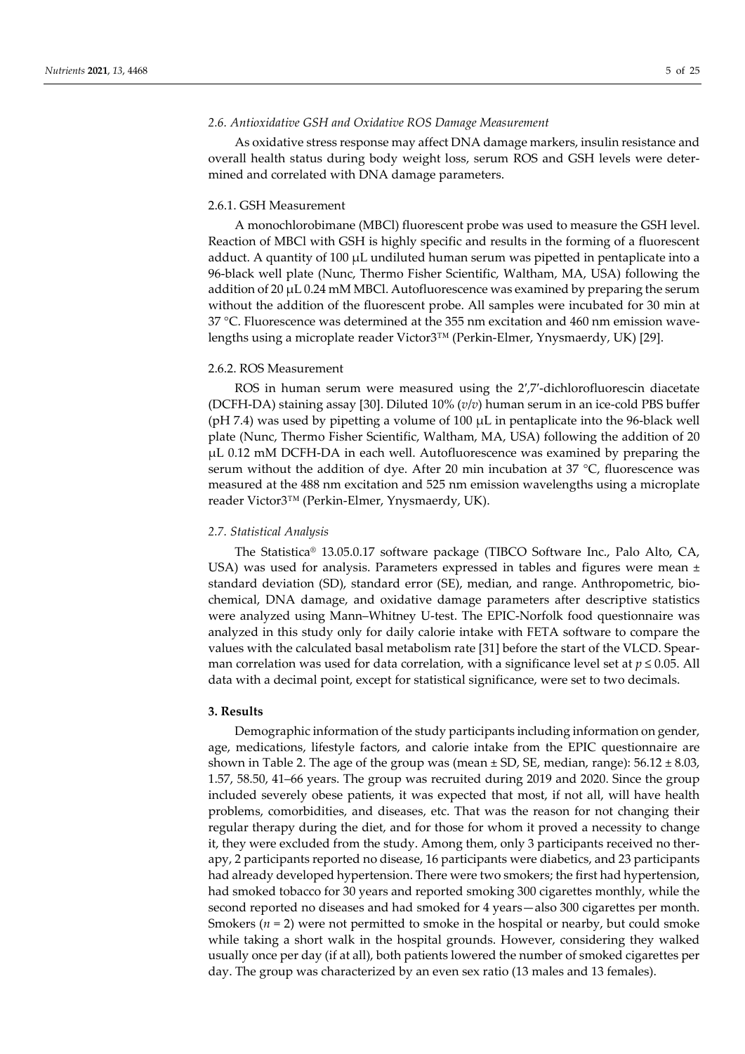### 2.6. Antioxidative GSH and Oxidative ROS Damage Measurement

As oxidative stress response may affect DNA damage markers, insulin resistance and overall health status during body weight loss, serum ROS and GSH levels were determined and correlated with DNA damage parameters.

#### 2.6.1. GSH Measurement

A monochlorobimane (MBCl) fluorescent probe was used to measure the GSH level. Reaction of MBCl with GSH is highly specific and results in the forming of a fluorescent adduct. A quantity of 100 μL undiluted human serum was pipetted in pentaplicate into a 96-black well plate (Nunc, Thermo Fisher Scientific, Waltham, MA, USA) following the addition of 20 μL 0.24 mM MBCl. Autofluorescence was examined by preparing the serum without the addition of the fluorescent probe. All samples were incubated for 30 min at 37 °C. Fluorescence was determined at the 355 nm excitation and 460 nm emission wavelengths using a microplate reader Victor3™ (Perkin-Elmer, Ynysmaerdy, UK) [29].

#### 2.6.2. ROS Measurement

ROS in human serum were measured using the 2′,7′-dichlorofluorescin diacetate (DCFH-DA) staining assay [30]. Diluted 10% (*v*/*v*) human serum in an ice-cold PBS buffer (pH 7.4) was used by pipetting a volume of 100 μL in pentaplicate into the 96-black well plate (Nunc, Thermo Fisher Scientific, Waltham, MA, USA) following the addition of 20 μL 0.12 mM DCFH-DA in each well. Autofluorescence was examined by preparing the serum without the addition of dye. After 20 min incubation at 37 °C, fluorescence was measured at the 488 nm excitation and 525 nm emission wavelengths using a microplate reader Victor3™ (Perkin-Elmer, Ynysmaerdy, UK).

### 2.7. Statistical Analysis

The Statistica® 13.05.0.17 software package (TIBCO Software Inc., Palo Alto, CA, USA) was used for analysis. Parameters expressed in tables and figures were mean ± standard deviation (SD), standard error (SE), median, and range. Anthropometric, biochemical, DNA damage, and oxidative damage parameters after descriptive statistics were analyzed using Mann–Whitney U-test. The EPIC-Norfolk food questionnaire was analyzed in this study only for daily calorie intake with FETA software to compare the values with the calculated basal metabolism rate [31] before the start of the VLCD. Spearman correlation was used for data correlation, with a significance level set at $p \leq 0.05$. All data with a decimal point, except for statistical significance, were set to two decimals.

## 3. Results

Demographic information of the study participants including information on gender, age, medications, lifestyle factors, and calorie intake from the EPIC questionnaire are shown in Table 2. The age of the group was (mean ± SD, SE, median, range): 56.12 ± 8.03, 1.57, 58.50, 41–66 years. The group was recruited during 2019 and 2020. Since the group included severely obese patients, it was expected that most, if not all, will have health problems, comorbidities, and diseases, etc. That was the reason for not changing their regular therapy during the diet, and for those for whom it proved a necessity to change it, they were excluded from the study. Among them, only 3 participants received no therapy, 2 participants reported no disease, 16 participants were diabetics, and 23 participants had already developed hypertension. There were two smokers; the first had hypertension, had smoked tobacco for 30 years and reported smoking 300 cigarettes monthly, while the second reported no diseases and had smoked for 4 years—also 300 cigarettes per month. Smokers ($n = 2$) were not permitted to smoke in the hospital or nearby, but could smoke while taking a short walk in the hospital grounds. However, considering they walked usually once per day (if at all), both patients lowered the number of smoked cigarettes per day. The group was characterized by an even sex ratio (13 males and 13 females).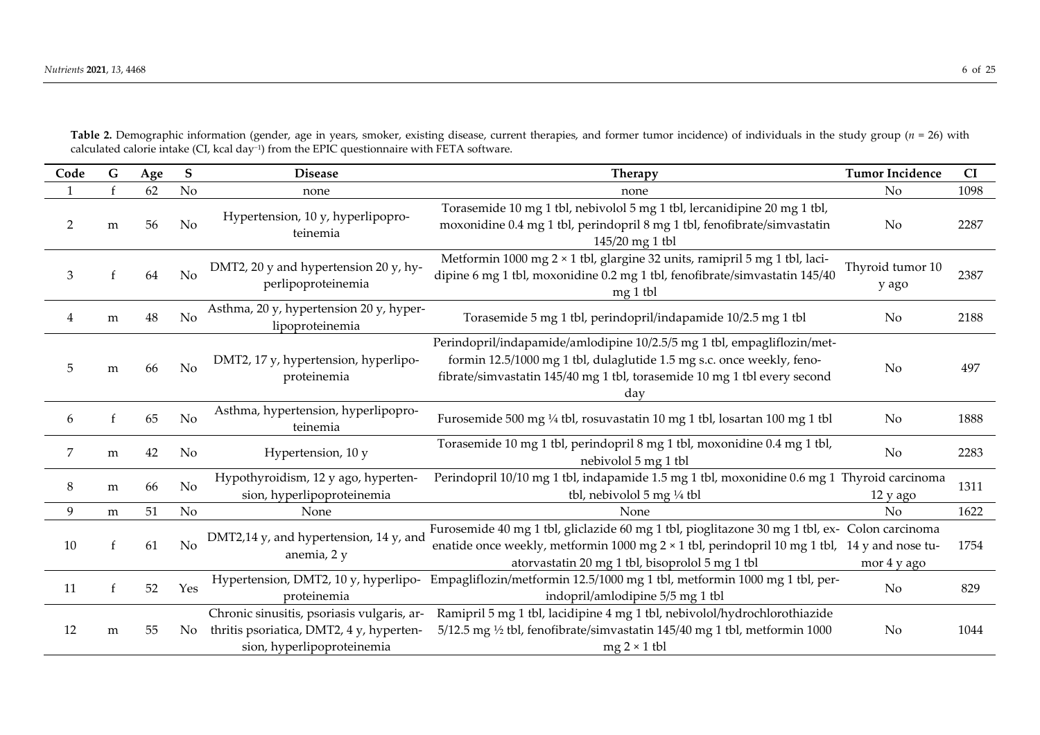**Table 2.** Demographic information (gender, age in years, smoker, existing disease, current therapies, and former tumor incidence) of individuals in the study group ($n$ = 26) with calculated calorie intake (CI, kcal day$^{-1}$) from the EPIC questionnaire with FETA software.

| Code | G | Age | S | Disease | Therapy | Tumor Incidence | CI |
|---|---|---|---|---|---|---|---|
| 1 | f | 62 | No | none | none | No | 1098 |
| 2 | m | 56 | No | Hypertension, 10 y, hyperlipoproteinemia | Torasemide 10 mg 1 tbl, nebivolol 5 mg 1 tbl, lercanidipine 20 mg 1 tbl, moxonidine 0.4 mg 1 tbl, perindopril 8 mg 1 tbl, fenofibrate/simvastatin 145/20 mg 1 tbl | No | 2287 |
| 3 | f | 64 | No | DMT2, 20 y and hypertension 20 y, hyperlipoproteinemia | Metformin 1000 mg 2 × 1 tbl, glargine 32 units, ramipril 5 mg 1 tbl, lacidipine 6 mg 1 tbl, moxonidine 0.2 mg 1 tbl, fenofibrate/simvastatin 145/40 mg 1 tbl | Thyroid tumor 10 y ago | 2387 |
| 4 | m | 48 | No | Asthma, 20 y, hypertension 20 y, hyperlipoproteinemia | Torasemide 5 mg 1 tbl, perindopril/indapamide 10/2.5 mg 1 tbl | No | 2188 |
| 5 | m | 66 | No | DMT2, 17 y, hypertension, hyperlipoproteinemia | Perindopril/indapamide/amlodipine 10/2.5/5 mg 1 tbl, empagliflozin/metformin 12.5/1000 mg 1 tbl, dulaglutide 1.5 mg s.c. once weekly, fenofibrate/simvastatin 145/40 mg 1 tbl, torasemide 10 mg 1 tbl every second day | No | 497 |
| 6 | f | 65 | No | Asthma, hypertension, hyperlipoproteinemia | Furosemide 500 mg ¼ tbl, rosuvastatin 10 mg 1 tbl, losartan 100 mg 1 tbl | No | 1888 |
| 7 | m | 42 | No | Hypertension, 10 y | Torasemide 10 mg 1 tbl, perindopril 8 mg 1 tbl, moxonidine 0.4 mg 1 tbl, nebivolol 5 mg 1 tbl | No | 2283 |
| 8 | m | 66 | No | Hypothyroidism, 12 y ago, hypertension, hyperlipoproteinemia | Perindopril 10/10 mg 1 tbl, indapamide 1.5 mg 1 tbl, moxonidine 0.6 mg 1 tbl, nebivolol 5 mg ¼ tbl | Thyroid carcinoma 12 y ago | 1311 |
| 9 | m | 51 | No | None | None | No | 1622 |
| 10 | f | 61 | No | DMT2,14 y, and hypertension, 14 y, and anemia, 2 y | Furosemide 40 mg 1 tbl, gliclazide 60 mg 1 tbl, pioglitazone 30 mg 1 tbl, exenatide once weekly, metformin 1000 mg 2 × 1 tbl, perindopril 10 mg 1 tbl, atorvastatin 20 mg 1 tbl, bisoprolol 5 mg 1 tbl | Colon carcinoma 14 y and nose tumor 4 y ago | 1754 |
| 11 | f | 52 | Yes | Hypertension, DMT2, 10 y, hyperlipoproteinemia | Empagliflozin/metformin 12.5/1000 mg 1 tbl, metformin 1000 mg 1 tbl, perindopril/amlodipine 5/5 mg 1 tbl | No | 829 |
| 12 | m | 55 | No | Chronic sinusitis, psoriasis vulgaris, arthritis psoriatica, DMT2, 4 y, hypertension, hyperlipoproteinemia | Ramipril 5 mg 1 tbl, lacidipine 4 mg 1 tbl, nebivolol/hydrochlorothiazide 5/12.5 mg ½ tbl, fenofibrate/simvastatin 145/40 mg 1 tbl, metformin 1000 mg 2 × 1 tbl | No | 1044 |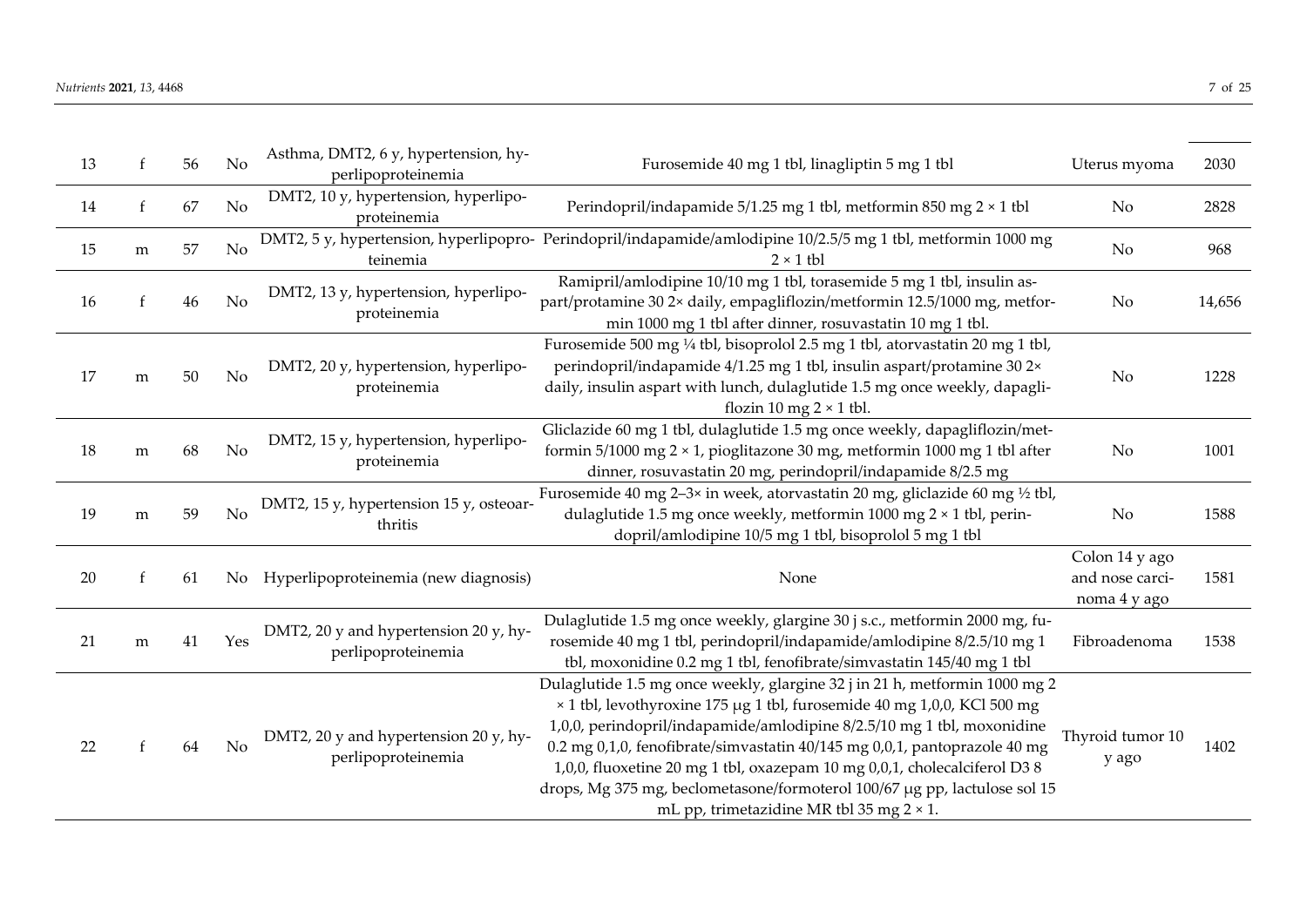| | | | | | | | |
|---|---|---|---|---|---|---|---|
| 13 | f | 56 | No | Asthma, DMT2, 6 y, hypertension, hyperlipoproteinemia | Furosemide 40 mg 1 tbl, linagliptin 5 mg 1 tbl | Uterus myoma | 2030 |
| 14 | f | 67 | No | DMT2, 10 y, hypertension, hyperlipoproteinemia | Perindopril/indapamide 5/1.25 mg 1 tbl, metformin 850 mg 2 × 1 tbl | No | 2828 |
| 15 | m | 57 | No | DMT2, 5 y, hypertension, hyperlipoproteinemia | Perindopril/indapamide/amlodipine 10/2.5/5 mg 1 tbl, metformin 1000 mg 2 × 1 tbl | No | 968 |
| 16 | f | 46 | No | DMT2, 13 y, hypertension, hyperlipoproteinemia | Ramipril/amlodipine 10/10 mg 1 tbl, torasemide 5 mg 1 tbl, insulin aspart/protamine 30 2× daily, empagliflozin/metformin 12.5/1000 mg, metformin 1000 mg 1 tbl after dinner, rosuvastatin 10 mg 1 tbl. | No | 14,656 |
| 17 | m | 50 | No | DMT2, 20 y, hypertension, hyperlipoproteinemia | Furosemide 500 mg ¼ tbl, bisoprolol 2.5 mg 1 tbl, atorvastatin 20 mg 1 tbl, perindopril/indapamide 4/1.25 mg 1 tbl, insulin aspart/protamine 30 2× daily, insulin aspart with lunch, dulaglutide 1.5 mg once weekly, dapagliflozin 10 mg 2 × 1 tbl. | No | 1228 |
| 18 | m | 68 | No | DMT2, 15 y, hypertension, hyperlipoproteinemia | Gliclazide 60 mg 1 tbl, dulaglutide 1.5 mg once weekly, dapagliflozin/metformin 5/1000 mg 2 × 1, pioglitazone 30 mg, metformin 1000 mg 1 tbl after dinner, rosuvastatin 20 mg, perindopril/indapamide 8/2.5 mg | No | 1001 |
| 19 | m | 59 | No | DMT2, 15 y, hypertension 15 y, osteoarthritis | Furosemide 40 mg 2–3× in week, atorvastatin 20 mg, gliclazide 60 mg ½ tbl, dulaglutide 1.5 mg once weekly, metformin 1000 mg 2 × 1 tbl, perindopril/amlodipine 10/5 mg 1 tbl, bisoprolol 5 mg 1 tbl | No | 1588 |
| 20 | f | 61 | No | Hyperlipoproteinemia (new diagnosis) | None | Colon 14 y ago and nose carcinoma 4 y ago | 1581 |
| 21 | m | 41 | Yes | DMT2, 20 y and hypertension 20 y, hyperlipoproteinemia | Dulaglutide 1.5 mg once weekly, glargine 30 j s.c., metformin 2000 mg, furosemide 40 mg 1 tbl, perindopril/indapamide/amlodipine 8/2.5/10 mg 1 tbl, moxonidine 0.2 mg 1 tbl, fenofibrate/simvastatin 145/40 mg 1 tbl | Fibroadenoma | 1538 |
| 22 | f | 64 | No | DMT2, 20 y and hypertension 20 y, hyperlipoproteinemia | Dulaglutide 1.5 mg once weekly, glargine 32 j in 21 h, metformin 1000 mg 2 × 1 tbl, levothyroxine 175 µg 1 tbl, furosemide 40 mg 1,0,0, KCl 500 mg 1,0,0, perindopril/indapamide/amlodipine 8/2.5/10 mg 1 tbl, moxonidine 0.2 mg 0,1,0, fenofibrate/simvastatin 40/145 mg 0,0,1, pantoprazole 40 mg 1,0,0, fluoxetine 20 mg 1 tbl, oxazepam 10 mg 0,0,1, cholecalciferol D3 8 drops, Mg 375 mg, beclometasone/formoterol 100/67 µg pp, lactulose sol 15 mL pp, trimetazidine MR tbl 35 mg 2 × 1. | Thyroid tumor 10 y ago | 1402 |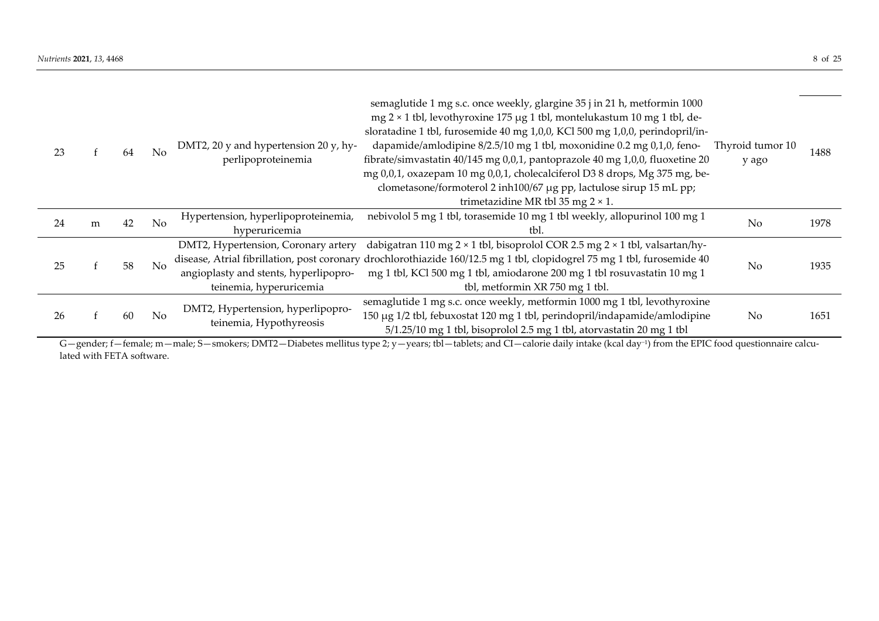| 23 | f | 64 | No | DMT2, 20 y and hypertension 20 y, hyperlipoproteinemia | semaglutide 1 mg s.c. once weekly, glargine 35 j in 21 h, metformin 1000 mg 2 × 1 tbl, levothyroxine 175 µg 1 tbl, montelukastum 10 mg 1 tbl, desloratadine 1 tbl, furosemide 40 mg 1,0,0, KCl 500 mg 1,0,0, perindopril/indapamide/amlodipine 8/2.5/10 mg 1 tbl, moxonidine 0.2 mg 0,1,0, fenofibrate/simvastatin 40/145 mg 0,0,1, pantoprazole 40 mg 1,0,0, fluoxetine 20 mg 0,0,1, oxazepam 10 mg 0,0,1, cholecalciferol D3 8 drops, Mg 375 mg, beclometasone/formoterol 2 inh100/67 µg pp, lactulose sirup 15 mL pp; trimetazidine MR tbl 35 mg 2 × 1. | Thyroid tumor 10 y ago | 1488 |
|---|---|---|---|---|---|---|---|
| 24 | m | 42 | No | Hypertension, hyperlipoproteinemia, hyperuricemia | nebivolol 5 mg 1 tbl, torasemide 10 mg 1 tbl weekly, allopurinol 100 mg 1 tbl. | No | 1978 |
| 25 | f | 58 | No | DMT2, Hypertension, Coronary artery disease, Atrial fibrillation, post coronary angioplasty and stents, hyperlipoproteinemia, hyperuricemia | dabigatran 110 mg 2 × 1 tbl, bisoprolol COR 2.5 mg 2 × 1 tbl, valsartan/hydrochlorothiazide 160/12.5 mg 1 tbl, clopidogrel 75 mg 1 tbl, furosemide 40 mg 1 tbl, KCl 500 mg 1 tbl, amiodarone 200 mg 1 tbl rosuvastatin 10 mg 1 tbl, metformin XR 750 mg 1 tbl. | No | 1935 |
| 26 | f | 60 | No | DMT2, Hypertension, hyperlipoproteinemia, Hypothyreosis | semaglutide 1 mg s.c. once weekly, metformin 1000 mg 1 tbl, levothyroxine 150 µg 1/2 tbl, febuxostat 120 mg 1 tbl, perindopril/indapamide/amlodipine 5/1.25/10 mg 1 tbl, bisoprolol 2.5 mg 1 tbl, atorvastatin 20 mg 1 tbl | No | 1651 |

G—gender; f—female; m—male; S—smokers; DMT2—Diabetes mellitus type 2; y—years; tbl—tablets; and CI—calorie daily intake (kcal day$^{-1}$) from the EPIC food questionnaire calculated with FETA software.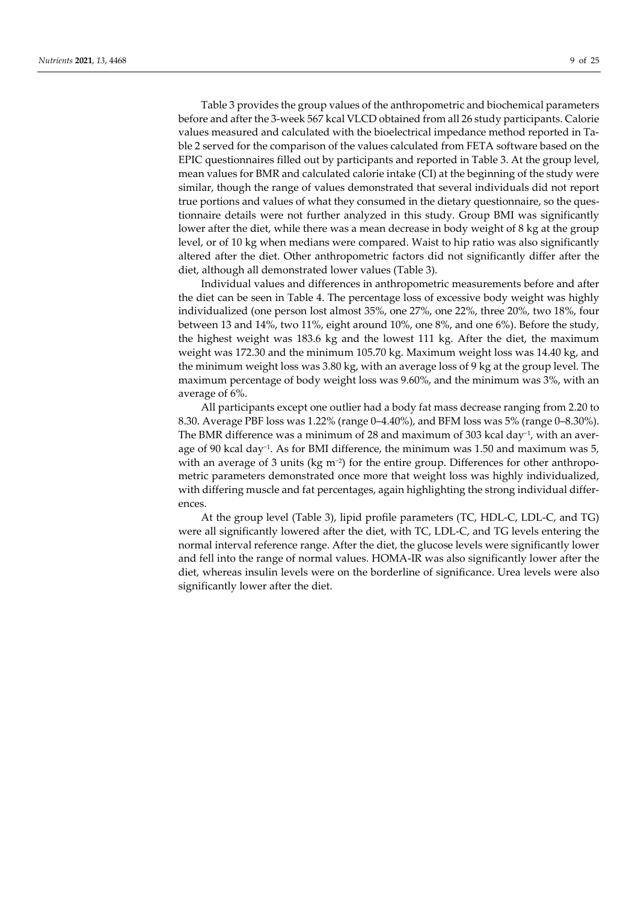Table 3 provides the group values of the anthropometric and biochemical parameters before and after the 3-week 567 kcal VLCD obtained from all 26 study participants. Calorie values measured and calculated with the bioelectrical impedance method reported in Table 2 served for the comparison of the values calculated from FETA software based on the EPIC questionnaires filled out by participants and reported in Table 3. At the group level, mean values for BMR and calculated calorie intake (CI) at the beginning of the study were similar, though the range of values demonstrated that several individuals did not report true portions and values of what they consumed in the dietary questionnaire, so the questionnaire details were not further analyzed in this study. Group BMI was significantly lower after the diet, while there was a mean decrease in body weight of 8 kg at the group level, or of 10 kg when medians were compared. Waist to hip ratio was also significantly altered after the diet. Other anthropometric factors did not significantly differ after the diet, although all demonstrated lower values (Table 3).

Individual values and differences in anthropometric measurements before and after the diet can be seen in Table 4. The percentage loss of excessive body weight was highly individualized (one person lost almost 35%, one 27%, one 22%, three 20%, two 18%, four between 13 and 14%, two 11%, eight around 10%, one 8%, and one 6%). Before the study, the highest weight was 183.6 kg and the lowest 111 kg. After the diet, the maximum weight was 172.30 and the minimum 105.70 kg. Maximum weight loss was 14.40 kg, and the minimum weight loss was 3.80 kg, with an average loss of 9 kg at the group level. The maximum percentage of body weight loss was 9.60%, and the minimum was 3%, with an average of 6%.

All participants except one outlier had a body fat mass decrease ranging from 2.20 to 8.30. Average PBF loss was 1.22% (range 0–4.40%), and BFM loss was 5% (range 0–8.30%). The BMR difference was a minimum of 28 and maximum of 303 kcal day$^{-1}$, with an average of 90 kcal day$^{-1}$. As for BMI difference, the minimum was 1.50 and maximum was 5, with an average of 3 units (kg m$^{-2}$) for the entire group. Differences for other anthropometric parameters demonstrated once more that weight loss was highly individualized, with differing muscle and fat percentages, again highlighting the strong individual differences.

At the group level (Table 3), lipid profile parameters (TC, HDL-C, LDL-C, and TG) were all significantly lowered after the diet, with TC, LDL-C, and TG levels entering the normal interval reference range. After the diet, the glucose levels were significantly lower and fell into the range of normal values. HOMA-IR was also significantly lower after the diet, whereas insulin levels were on the borderline of significance. Urea levels were also significantly lower after the diet.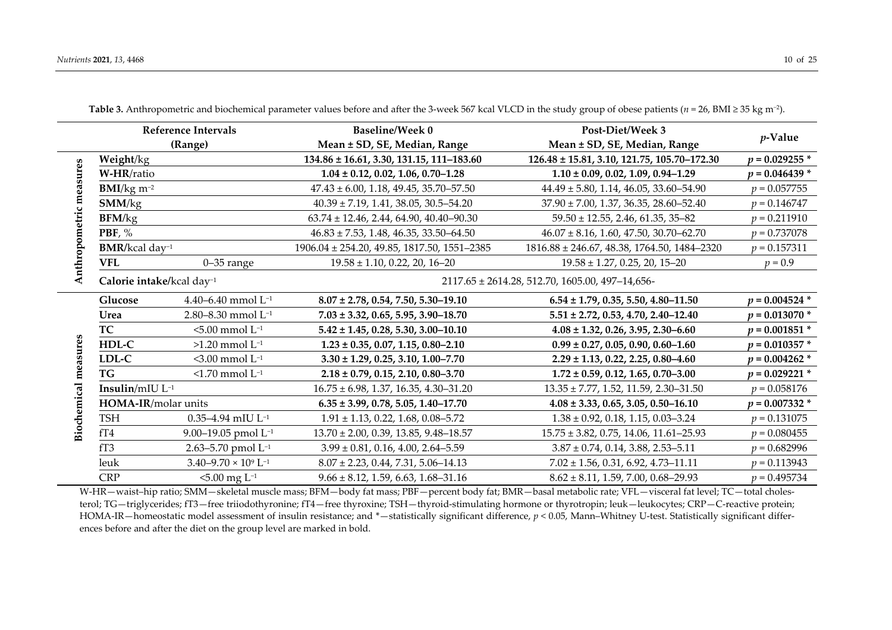**Table 3.** Anthropometric and biochemical parameter values before and after the 3-week 567 kcal VLCD in the study group of obese patients ($n$ = 26, BMI ≥ 35 kg m$^{-2}$).

| | Reference Intervals (Range) | | Baseline/Week 0 Mean ± SD, SE, Median, Range | Post-Diet/Week 3 Mean ± SD, SE, Median, Range | $p$-Value |
|---|---|---|---|---|---|
| Anthropometric measures | **Weight**/kg | | **134.86 ± 16.61, 3.30, 131.15, 111–183.60** | **126.48 ± 15.81, 3.10, 121.75, 105.70–172.30** | **$p$ = 0.029255 \*** |
| | **W-HR**/ratio | | **1.04 ± 0.12, 0.02, 1.06, 0.70–1.28** | **1.10 ± 0.09, 0.02, 1.09, 0.94–1.29** | **$p$ = 0.046439 \*** |
| | **BMI**/kg m$^{-2}$ | | 47.43 ± 6.00, 1.18, 49.45, 35.70–57.50 | 44.49 ± 5.80, 1.14, 46.05, 33.60–54.90 | $p$ = 0.057755 |
| | **SMM**/kg | | 40.39 ± 7.19, 1.41, 38.05, 30.5–54.20 | 37.90 ± 7.00, 1.37, 36.35, 28.60–52.40 | $p$ = 0.146747 |
| | **BFM**/kg | | 63.74 ± 12.46, 2.44, 64.90, 40.40–90.30 | 59.50 ± 12.55, 2.46, 61.35, 35–82 | $p$ = 0.211910 |
| | **PBF**, % | | 46.83 ± 7.53, 1.48, 46.35, 33.50–64.50 | 46.07 ± 8.16, 1.60, 47.50, 30.70–62.70 | $p$ = 0.737078 |
| | **BMR**/kcal day$^{-1}$ | | 1906.04 ± 254.20, 49.85, 1817.50, 1551–2385 | 1816.88 ± 246.67, 48.38, 1764.50, 1484–2320 | $p$ = 0.157311 |
| | **VFL** | 0–35 range | 19.58 ± 1.10, 0.22, 20, 16–20 | 19.58 ± 1.27, 0.25, 20, 15–20 | $p$ = 0.9 |
| | **Calorie intake**/kcal day$^{-1}$ | | 2117.65 ± 2614.28, 512.70, 1605.00, 497–14,656- | | |
| Biochemical measures | **Glucose** | 4.40–6.40 mmol L$^{-1}$ | **8.07 ± 2.78, 0.54, 7.50, 5.30–19.10** | **6.54 ± 1.79, 0.35, 5.50, 4.80–11.50** | **$p$ = 0.004524 \*** |
| | **Urea** | 2.80–8.30 mmol L$^{-1}$ | **7.03 ± 3.32, 0.65, 5.95, 3.90–18.70** | **5.51 ± 2.72, 0.53, 4.70, 2.40–12.40** | **$p$ = 0.013070 \*** |
| | **TC** | <5.00 mmol L$^{-1}$ | **5.42 ± 1.45, 0.28, 5.30, 3.00–10.10** | **4.08 ± 1.32, 0.26, 3.95, 2.30–6.60** | **$p$ = 0.001851 \*** |
| | **HDL-C** | >1.20 mmol L$^{-1}$ | **1.23 ± 0.35, 0.07, 1.15, 0.80–2.10** | **0.99 ± 0.27, 0.05, 0.90, 0.60–1.60** | **$p$ = 0.010357 \*** |
| | **LDL-C** | <3.00 mmol L$^{-1}$ | **3.30 ± 1.29, 0.25, 3.10, 1.00–7.70** | **2.29 ± 1.13, 0.22, 2.25, 0.80–4.60** | **$p$ = 0.004262 \*** |
| | **TG** | <1.70 mmol L$^{-1}$ | **2.18 ± 0.79, 0.15, 2.10, 0.80–3.70** | **1.72 ± 0.59, 0.12, 1.65, 0.70–3.00** | **$p$ = 0.029221 \*** |
| | **Insulin**/mIU L$^{-1}$ | | 16.75 ± 6.98, 1.37, 16.35, 4.30–31.20 | 13.35 ± 7.77, 1.52, 11.59, 2.30–31.50 | $p$ = 0.058176 |
| | **HOMA-IR**/molar units | | **6.35 ± 3.99, 0.78, 5.05, 1.40–17.70** | **4.08 ± 3.33, 0.65, 3.05, 0.50–16.10** | **$p$ = 0.007332 \*** |
| | TSH | 0.35–4.94 mIU L$^{-1}$ | 1.91 ± 1.13, 0.22, 1.68, 0.08–5.72 | 1.38 ± 0.92, 0.18, 1.15, 0.03–3.24 | $p$ = 0.131075 |
| | fT4 | 9.00–19.05 pmol L$^{-1}$ | 13.70 ± 2.00, 0.39, 13.85, 9.48–18.57 | 15.75 ± 3.82, 0.75, 14.06, 11.61–25.93 | $p$ = 0.080455 |
| | fT3 | 2.63–5.70 pmol L$^{-1}$ | 3.99 ± 0.81, 0.16, 4.00, 2.64–5.59 | 3.87 ± 0.74, 0.14, 3.88, 2.53–5.11 | $p$ = 0.682996 |
| | leuk | 3.40–9.70 × 10$^{9}$ L$^{-1}$ | 8.07 ± 2.23, 0.44, 7.31, 5.06–14.13 | 7.02 ± 1.56, 0.31, 6.92, 4.73–11.11 | $p$ = 0.113943 |
| | CRP | <5.00 mg L$^{-1}$ | 9.66 ± 8.12, 1.59, 6.63, 1.68–31.16 | 8.62 ± 8.11, 1.59, 7.00, 0.68–29.93 | $p$ = 0.495734 |

W-HR—waist–hip ratio; SMM—skeletal muscle mass; BFM—body fat mass; PBF—percent body fat; BMR—basal metabolic rate; VFL—visceral fat level; TC—total cholesterol; TG—triglycerides; fT3—free triiodothyronine; fT4—free thyroxine; TSH—thyroid-stimulating hormone or thyrotropin; leuk—leukocytes; CRP—C-reactive protein; HOMA-IR—homeostatic model assessment of insulin resistance; and \*—statistically significant difference, $p < 0.05$, Mann–Whitney U-test. Statistically significant differences before and after the diet on the group level are marked in bold.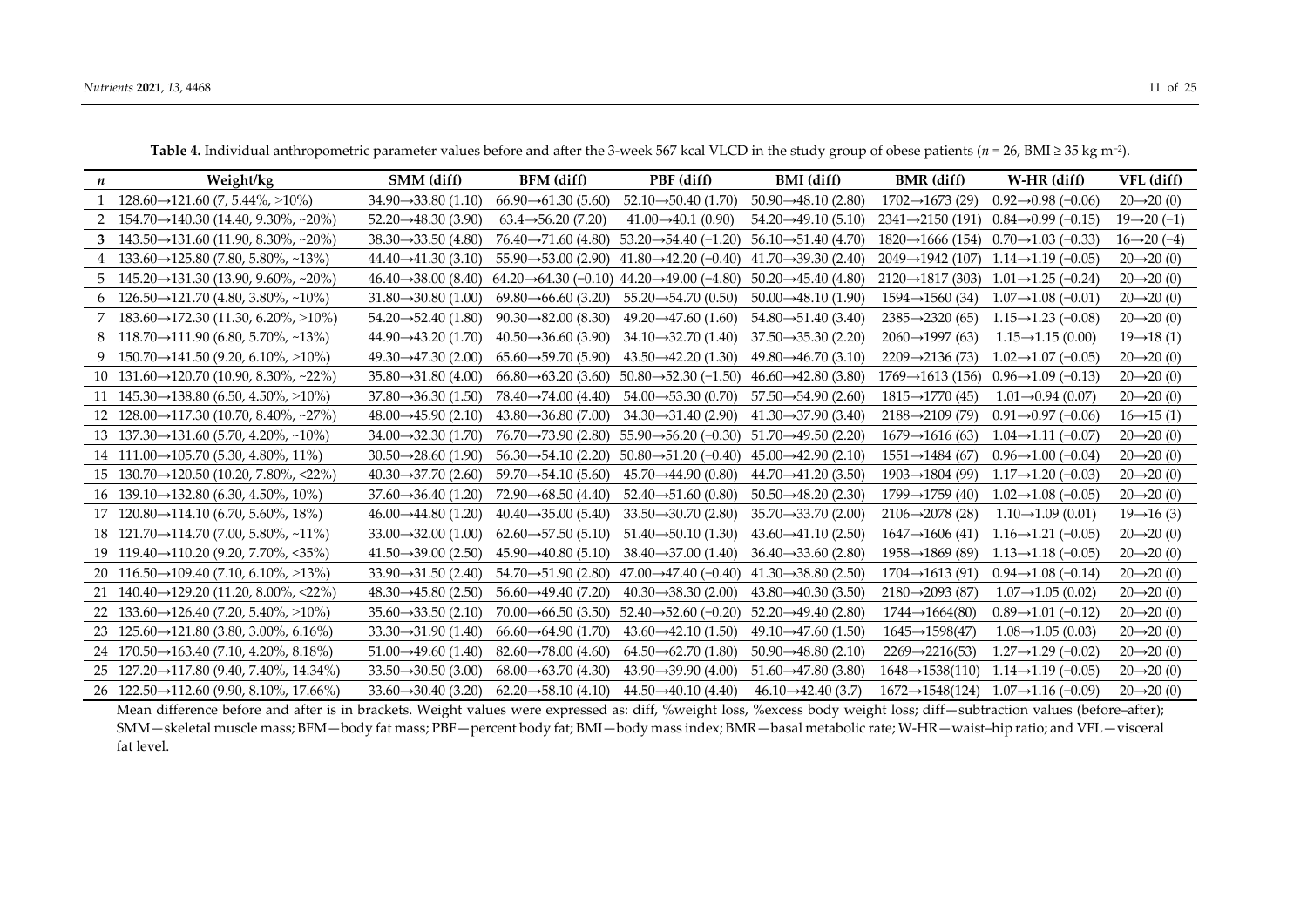**Table 4.** Individual anthropometric parameter values before and after the 3-week 567 kcal VLCD in the study group of obese patients ($n$ = 26, BMI ≥ 35 kg m$^{-2}$).

| $n$ | Weight/kg | SMM (diff) | BFM (diff) | PBF (diff) | BMI (diff) | BMR (diff) | W-HR (diff) | VFL (diff) |
|---|---|---|---|---|---|---|---|---|
| 1 | 128.60→121.60 (7, 5.44%, >10%) | 34.90→33.80 (1.10) | 66.90→61.30 (5.60) | 52.10→50.40 (1.70) | 50.90→48.10 (2.80) | 1702→1673 (29) | 0.92→0.98 (−0.06) | 20→20 (0) |
| 2 | 154.70→140.30 (14.40, 9.30%, ~20%) | 52.20→48.30 (3.90) | 63.4→56.20 (7.20) | 41.00→40.1 (0.90) | 54.20→49.10 (5.10) | 2341→2150 (191) | 0.84→0.99 (−0.15) | 19→20 (−1) |
| **3** | 143.50→131.60 (11.90, 8.30%, ~20%) | 38.30→33.50 (4.80) | 76.40→71.60 (4.80) | 53.20→54.40 (−1.20) | 56.10→51.40 (4.70) | 1820→1666 (154) | 0.70→1.03 (−0.33) | 16→20 (−4) |
| 4 | 133.60→125.80 (7.80, 5.80%, ~13%) | 44.40→41.30 (3.10) | 55.90→53.00 (2.90) | 41.80→42.20 (−0.40) | 41.70→39.30 (2.40) | 2049→1942 (107) | 1.14→1.19 (−0.05) | 20→20 (0) |
| 5 | 145.20→131.30 (13.90, 9.60%, ~20%) | 46.40→38.00 (8.40) | 64.20→64.30 (−0.10) | 44.20→49.00 (−4.80) | 50.20→45.40 (4.80) | 2120→1817 (303) | 1.01→1.25 (−0.24) | 20→20 (0) |
| 6 | 126.50→121.70 (4.80, 3.80%, ~10%) | 31.80→30.80 (1.00) | 69.80→66.60 (3.20) | 55.20→54.70 (0.50) | 50.00→48.10 (1.90) | 1594→1560 (34) | 1.07→1.08 (−0.01) | 20→20 (0) |
| 7 | 183.60→172.30 (11.30, 6.20%, >10%) | 54.20→52.40 (1.80) | 90.30→82.00 (8.30) | 49.20→47.60 (1.60) | 54.80→51.40 (3.40) | 2385→2320 (65) | 1.15→1.23 (−0.08) | 20→20 (0) |
| 8 | 118.70→111.90 (6.80, 5.70%, ~13%) | 44.90→43.20 (1.70) | 40.50→36.60 (3.90) | 34.10→32.70 (1.40) | 37.50→35.30 (2.20) | 2060→1997 (63) | 1.15→1.15 (0.00) | 19→18 (1) |
| 9 | 150.70→141.50 (9.20, 6.10%, >10%) | 49.30→47.30 (2.00) | 65.60→59.70 (5.90) | 43.50→42.20 (1.30) | 49.80→46.70 (3.10) | 2209→2136 (73) | 1.02→1.07 (−0.05) | 20→20 (0) |
| 10 | 131.60→120.70 (10.90, 8.30%, ~22%) | 35.80→31.80 (4.00) | 66.80→63.20 (3.60) | 50.80→52.30 (−1.50) | 46.60→42.80 (3.80) | 1769→1613 (156) | 0.96→1.09 (−0.13) | 20→20 (0) |
| 11 | 145.30→138.80 (6.50, 4.50%, >10%) | 37.80→36.30 (1.50) | 78.40→74.00 (4.40) | 54.00→53.30 (0.70) | 57.50→54.90 (2.60) | 1815→1770 (45) | 1.01→0.94 (0.07) | 20→20 (0) |
| 12 | 128.00→117.30 (10.70, 8.40%, ~27%) | 48.00→45.90 (2.10) | 43.80→36.80 (7.00) | 34.30→31.40 (2.90) | 41.30→37.90 (3.40) | 2188→2109 (79) | 0.91→0.97 (−0.06) | 16→15 (1) |
| 13 | 137.30→131.60 (5.70, 4.20%, ~10%) | 34.00→32.30 (1.70) | 76.70→73.90 (2.80) | 55.90→56.20 (−0.30) | 51.70→49.50 (2.20) | 1679→1616 (63) | 1.04→1.11 (−0.07) | 20→20 (0) |
| 14 | 111.00→105.70 (5.30, 4.80%, 11%) | 30.50→28.60 (1.90) | 56.30→54.10 (2.20) | 50.80→51.20 (−0.40) | 45.00→42.90 (2.10) | 1551→1484 (67) | 0.96→1.00 (−0.04) | 20→20 (0) |
| 15 | 130.70→120.50 (10.20, 7.80%, <22%) | 40.30→37.70 (2.60) | 59.70→54.10 (5.60) | 45.70→44.90 (0.80) | 44.70→41.20 (3.50) | 1903→1804 (99) | 1.17→1.20 (−0.03) | 20→20 (0) |
| 16 | 139.10→132.80 (6.30, 4.50%, 10%) | 37.60→36.40 (1.20) | 72.90→68.50 (4.40) | 52.40→51.60 (0.80) | 50.50→48.20 (2.30) | 1799→1759 (40) | 1.02→1.08 (−0.05) | 20→20 (0) |
| 17 | 120.80→114.10 (6.70, 5.60%, 18%) | 46.00→44.80 (1.20) | 40.40→35.00 (5.40) | 33.50→30.70 (2.80) | 35.70→33.70 (2.00) | 2106→2078 (28) | 1.10→1.09 (0.01) | 19→16 (3) |
| 18 | 121.70→114.70 (7.00, 5.80%, ~11%) | 33.00→32.00 (1.00) | 62.60→57.50 (5.10) | 51.40→50.10 (1.30) | 43.60→41.10 (2.50) | 1647→1606 (41) | 1.16→1.21 (−0.05) | 20→20 (0) |
| 19 | 119.40→110.20 (9.20, 7.70%, <35%) | 41.50→39.00 (2.50) | 45.90→40.80 (5.10) | 38.40→37.00 (1.40) | 36.40→33.60 (2.80) | 1958→1869 (89) | 1.13→1.18 (−0.05) | 20→20 (0) |
| 20 | 116.50→109.40 (7.10, 6.10%, >13%) | 33.90→31.50 (2.40) | 54.70→51.90 (2.80) | 47.00→47.40 (−0.40) | 41.30→38.80 (2.50) | 1704→1613 (91) | 0.94→1.08 (−0.14) | 20→20 (0) |
| 21 | 140.40→129.20 (11.20, 8.00%, <22%) | 48.30→45.80 (2.50) | 56.60→49.40 (7.20) | 40.30→38.30 (2.00) | 43.80→40.30 (3.50) | 2180→2093 (87) | 1.07→1.05 (0.02) | 20→20 (0) |
| 22 | 133.60→126.40 (7.20, 5.40%, >10%) | 35.60→33.50 (2.10) | 70.00→66.50 (3.50) | 52.40→52.60 (−0.20) | 52.20→49.40 (2.80) | 1744→1664(80) | 0.89→1.01 (−0.12) | 20→20 (0) |
| 23 | 125.60→121.80 (3.80, 3.00%, 6.16%) | 33.30→31.90 (1.40) | 66.60→64.90 (1.70) | 43.60→42.10 (1.50) | 49.10→47.60 (1.50) | 1645→1598(47) | 1.08→1.05 (0.03) | 20→20 (0) |
| 24 | 170.50→163.40 (7.10, 4.20%, 8.18%) | 51.00→49.60 (1.40) | 82.60→78.00 (4.60) | 64.50→62.70 (1.80) | 50.90→48.80 (2.10) | 2269→2216(53) | 1.27→1.29 (−0.02) | 20→20 (0) |
| 25 | 127.20→117.80 (9.40, 7.40%, 14.34%) | 33.50→30.50 (3.00) | 68.00→63.70 (4.30) | 43.90→39.90 (4.00) | 51.60→47.80 (3.80) | 1648→1538(110) | 1.14→1.19 (−0.05) | 20→20 (0) |
| 26 | 122.50→112.60 (9.90, 8.10%, 17.66%) | 33.60→30.40 (3.20) | 62.20→58.10 (4.10) | 44.50→40.10 (4.40) | 46.10→42.40 (3.7) | 1672→1548(124) | 1.07→1.16 (−0.09) | 20→20 (0) |

Mean difference before and after is in brackets. Weight values were expressed as: diff, %weight loss, %excess body weight loss; diff—subtraction values (before–after); SMM—skeletal muscle mass; BFM—body fat mass; PBF—percent body fat; BMI—body mass index; BMR—basal metabolic rate; W-HR—waist–hip ratio; and VFL—visceral fat level.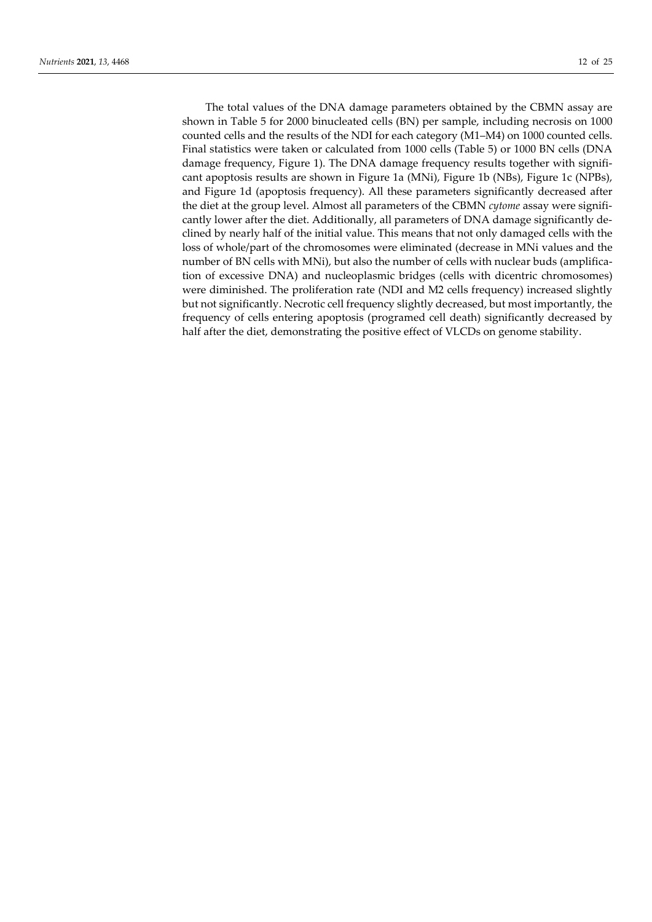The total values of the DNA damage parameters obtained by the CBMN assay are shown in Table 5 for 2000 binucleated cells (BN) per sample, including necrosis on 1000 counted cells and the results of the NDI for each category (M1–M4) on 1000 counted cells. Final statistics were taken or calculated from 1000 cells (Table 5) or 1000 BN cells (DNA damage frequency, Figure 1). The DNA damage frequency results together with significant apoptosis results are shown in Figure 1a (MNi), Figure 1b (NBs), Figure 1c (NPBs), and Figure 1d (apoptosis frequency). All these parameters significantly decreased after the diet at the group level. Almost all parameters of the CBMN *cytome* assay were significantly lower after the diet. Additionally, all parameters of DNA damage significantly declined by nearly half of the initial value. This means that not only damaged cells with the loss of whole/part of the chromosomes were eliminated (decrease in MNi values and the number of BN cells with MNi), but also the number of cells with nuclear buds (amplification of excessive DNA) and nucleoplasmic bridges (cells with dicentric chromosomes) were diminished. The proliferation rate (NDI and M2 cells frequency) increased slightly but not significantly. Necrotic cell frequency slightly decreased, but most importantly, the frequency of cells entering apoptosis (programed cell death) significantly decreased by half after the diet, demonstrating the positive effect of VLCDs on genome stability.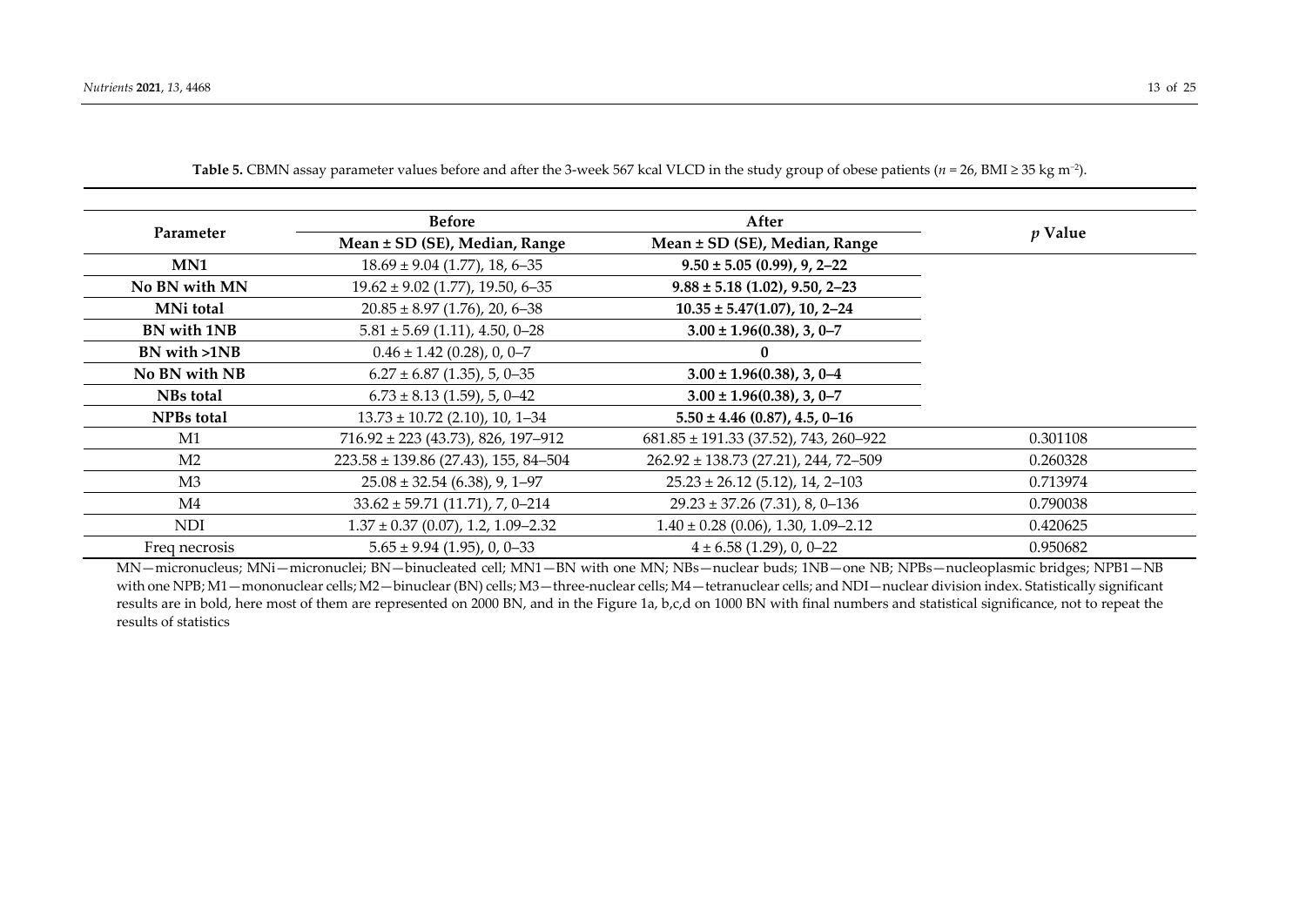**Table 5.** CBMN assay parameter values before and after the 3-week 567 kcal VLCD in the study group of obese patients ($n$ = 26, BMI ≥ 35 kg m$^{-2}$).

| Parameter | Before | After | $p$ Value |
|---|---|---|---|
| | Mean ± SD (SE), Median, Range | Mean ± SD (SE), Median, Range | |
| **MN1** | 18.69 ± 9.04 (1.77), 18, 6–35 | **9.50 ± 5.05 (0.99), 9, 2–22** | |
| **No BN with MN** | 19.62 ± 9.02 (1.77), 19.50, 6–35 | **9.88 ± 5.18 (1.02), 9.50, 2–23** | |
| **MNi total** | 20.85 ± 8.97 (1.76), 20, 6–38 | **10.35 ± 5.47(1.07), 10, 2–24** | |
| **BN with 1NB** | 5.81 ± 5.69 (1.11), 4.50, 0–28 | **3.00 ± 1.96(0.38), 3, 0–7** | |
| **BN with >1NB** | 0.46 ± 1.42 (0.28), 0, 0–7 | **0** | |
| **No BN with NB** | 6.27 ± 6.87 (1.35), 5, 0–35 | **3.00 ± 1.96(0.38), 3, 0–4** | |
| **NBs total** | 6.73 ± 8.13 (1.59), 5, 0–42 | **3.00 ± 1.96(0.38), 3, 0–7** | |
| **NPBs total** | 13.73 ± 10.72 (2.10), 10, 1–34 | **5.50 ± 4.46 (0.87), 4.5, 0–16** | |
| M1 | 716.92 ± 223 (43.73), 826, 197–912 | 681.85 ± 191.33 (37.52), 743, 260–922 | 0.301108 |
| M2 | 223.58 ± 139.86 (27.43), 155, 84–504 | 262.92 ± 138.73 (27.21), 244, 72–509 | 0.260328 |
| M3 | 25.08 ± 32.54 (6.38), 9, 1–97 | 25.23 ± 26.12 (5.12), 14, 2–103 | 0.713974 |
| M4 | 33.62 ± 59.71 (11.71), 7, 0–214 | 29.23 ± 37.26 (7.31), 8, 0–136 | 0.790038 |
| NDI | 1.37 ± 0.37 (0.07), 1.2, 1.09–2.32 | 1.40 ± 0.28 (0.06), 1.30, 1.09–2.12 | 0.420625 |
| Freq necrosis | 5.65 ± 9.94 (1.95), 0, 0–33 | 4 ± 6.58 (1.29), 0, 0–22 | 0.950682 |

MN—micronucleus; MNi—micronuclei; BN—binucleated cell; MN1—BN with one MN; NBs—nuclear buds; 1NB—one NB; NPBs—nucleoplasmic bridges; NPB1—NB with one NPB; M1—mononuclear cells; M2—binuclear (BN) cells; M3—three-nuclear cells; M4—tetranuclear cells; and NDI—nuclear division index. Statistically significant results are in bold, here most of them are represented on 2000 BN, and in the Figure 1a, b,c,d on 1000 BN with final numbers and statistical significance, not to repeat the results of statistics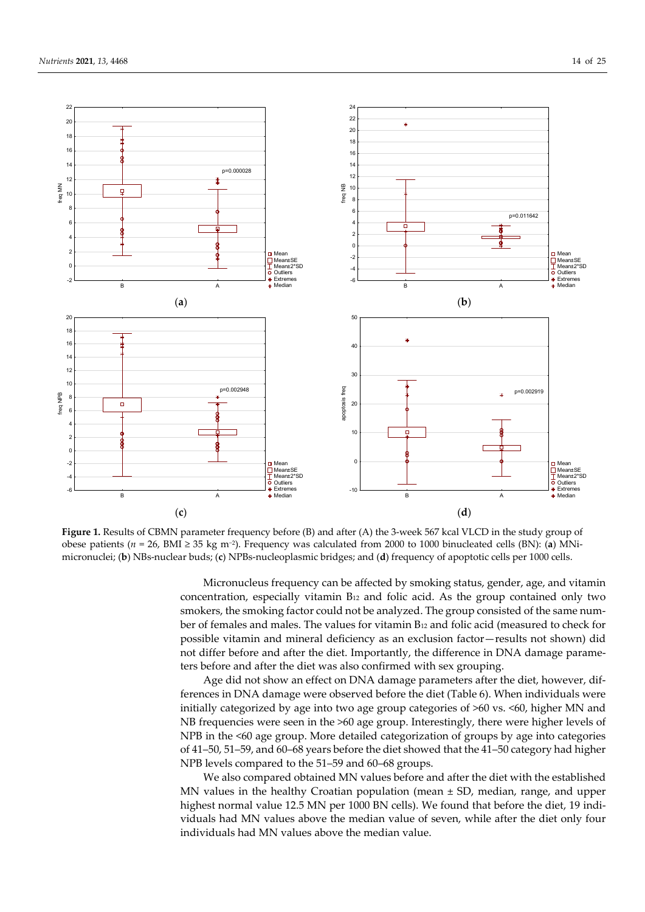**Figure 1.** Results of CBMN parameter frequency before (B) and after (A) the 3-week 567 kcal VLCD in the study group of obese patients ($n$ = 26, BMI ≥ 35 kg m$^{-2}$). Frequency was calculated from 2000 to 1000 binucleated cells (BN): (**a**) MNi-micronuclei; (**b**) NBs-nuclear buds; (**c**) NPBs-nucleoplasmic bridges; and (**d**) frequency of apoptotic cells per 1000 cells.

Micronucleus frequency can be affected by smoking status, gender, age, and vitamin concentration, especially vitamin $B_{12}$ and folic acid. As the group contained only two smokers, the smoking factor could not be analyzed. The group consisted of the same number of females and males. The values for vitamin $B_{12}$ and folic acid (measured to check for possible vitamin and mineral deficiency as an exclusion factor—results not shown) did not differ before and after the diet. Importantly, the difference in DNA damage parameters before and after the diet was also confirmed with sex grouping.

Age did not show an effect on DNA damage parameters after the diet, however, differences in DNA damage were observed before the diet (Table 6). When individuals were initially categorized by age into two age group categories of >60 vs. <60, higher MN and NB frequencies were seen in the >60 age group. Interestingly, there were higher levels of NPB in the <60 age group. More detailed categorization of groups by age into categories of 41–50, 51–59, and 60–68 years before the diet showed that the 41–50 category had higher NPB levels compared to the 51–59 and 60–68 groups.

We also compared obtained MN values before and after the diet with the established MN values in the healthy Croatian population (mean ± SD, median, range, and upper highest normal value 12.5 MN per 1000 BN cells). We found that before the diet, 19 individuals had MN values above the median value of seven, while after the diet only four individuals had MN values above the median value.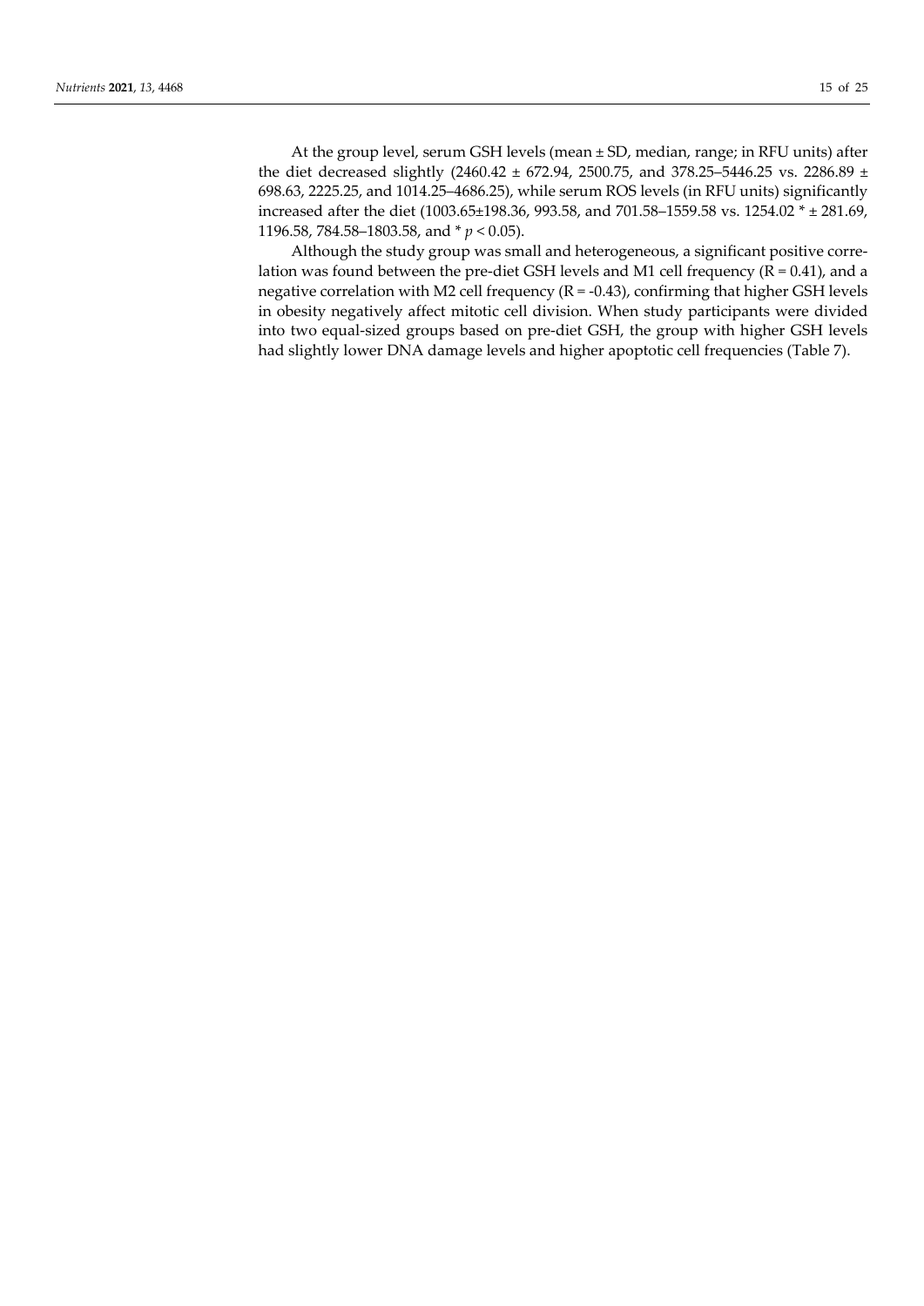At the group level, serum GSH levels (mean ± SD, median, range; in RFU units) after the diet decreased slightly (2460.42 ± 672.94, 2500.75, and 378.25–5446.25 vs. 2286.89 ± 698.63, 2225.25, and 1014.25–4686.25), while serum ROS levels (in RFU units) significantly increased after the diet (1003.65±198.36, 993.58, and 701.58–1559.58 vs. 1254.02 * ± 281.69, 1196.58, 784.58–1803.58, and * $p < 0.05$).

Although the study group was small and heterogeneous, a significant positive correlation was found between the pre-diet GSH levels and M1 cell frequency ($R = 0.41$), and a negative correlation with M2 cell frequency ($R = -0.43$), confirming that higher GSH levels in obesity negatively affect mitotic cell division. When study participants were divided into two equal-sized groups based on pre-diet GSH, the group with higher GSH levels had slightly lower DNA damage levels and higher apoptotic cell frequencies (Table 7).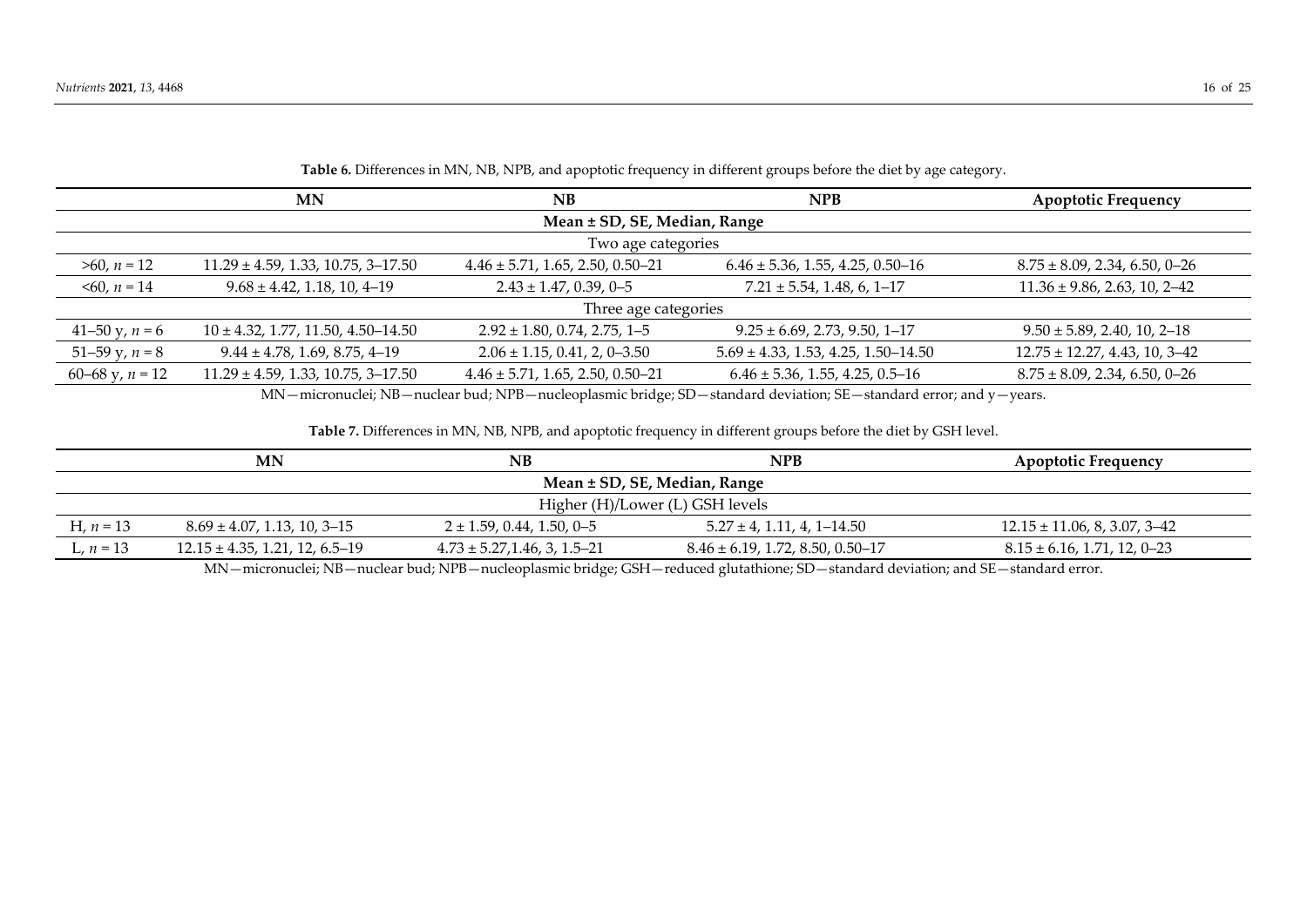**Table 6.** Differences in MN, NB, NPB, and apoptotic frequency in different groups before the diet by age category.

| | MN | NB | NPB | Apoptotic Frequency |
|---|---|---|---|---|
| | | **Mean ± SD, SE, Median, Range** | | |
| | | Two age categories | | |
| >60, *n* = 12 | 11.29 ± 4.59, 1.33, 10.75, 3–17.50 | 4.46 ± 5.71, 1.65, 2.50, 0.50–21 | 6.46 ± 5.36, 1.55, 4.25, 0.50–16 | 8.75 ± 8.09, 2.34, 6.50, 0–26 |
| <60, *n* = 14 | 9.68 ± 4.42, 1.18, 10, 4–19 | 2.43 ± 1.47, 0.39, 0–5 | 7.21 ± 5.54, 1.48, 6, 1–17 | 11.36 ± 9.86, 2.63, 10, 2–42 |
| | | Three age categories | | |
| 41–50 y, *n* = 6 | 10 ± 4.32, 1.77, 11.50, 4.50–14.50 | 2.92 ± 1.80, 0.74, 2.75, 1–5 | 9.25 ± 6.69, 2.73, 9.50, 1–17 | 9.50 ± 5.89, 2.40, 10, 2–18 |
| 51–59 y, *n* = 8 | 9.44 ± 4.78, 1.69, 8.75, 4–19 | 2.06 ± 1.15, 0.41, 2, 0–3.50 | 5.69 ± 4.33, 1.53, 4.25, 1.50–14.50 | 12.75 ± 12.27, 4.43, 10, 3–42 |
| 60–68 y, *n* = 12 | 11.29 ± 4.59, 1.33, 10.75, 3–17.50 | 4.46 ± 5.71, 1.65, 2.50, 0.50–21 | 6.46 ± 5.36, 1.55, 4.25, 0.5–16 | 8.75 ± 8.09, 2.34, 6.50, 0–26 |

MN—micronuclei; NB—nuclear bud; NPB—nucleoplasmic bridge; SD—standard deviation; SE—standard error; and y—years.

**Table 7.** Differences in MN, NB, NPB, and apoptotic frequency in different groups before the diet by GSH level.

| | MN | NB | NPB | Apoptotic Frequency |
|---|---|---|---|---|
| | | **Mean ± SD, SE, Median, Range** | | |
| | | Higher (H)/Lower (L) GSH levels | | |
| H, *n* = 13 | 8.69 ± 4.07, 1.13, 10, 3–15 | 2 ± 1.59, 0.44, 1.50, 0–5 | 5.27 ± 4, 1.11, 4, 1–14.50 | 12.15 ± 11.06, 8, 3.07, 3–42 |
| L, *n* = 13 | 12.15 ± 4.35, 1.21, 12, 6.5–19 | 4.73 ± 5.27,1.46, 3, 1.5–21 | 8.46 ± 6.19, 1.72, 8.50, 0.50–17 | 8.15 ± 6.16, 1.71, 12, 0–23 |

MN—micronuclei; NB—nuclear bud; NPB—nucleoplasmic bridge; GSH—reduced glutathione; SD—standard deviation; and SE—standard error.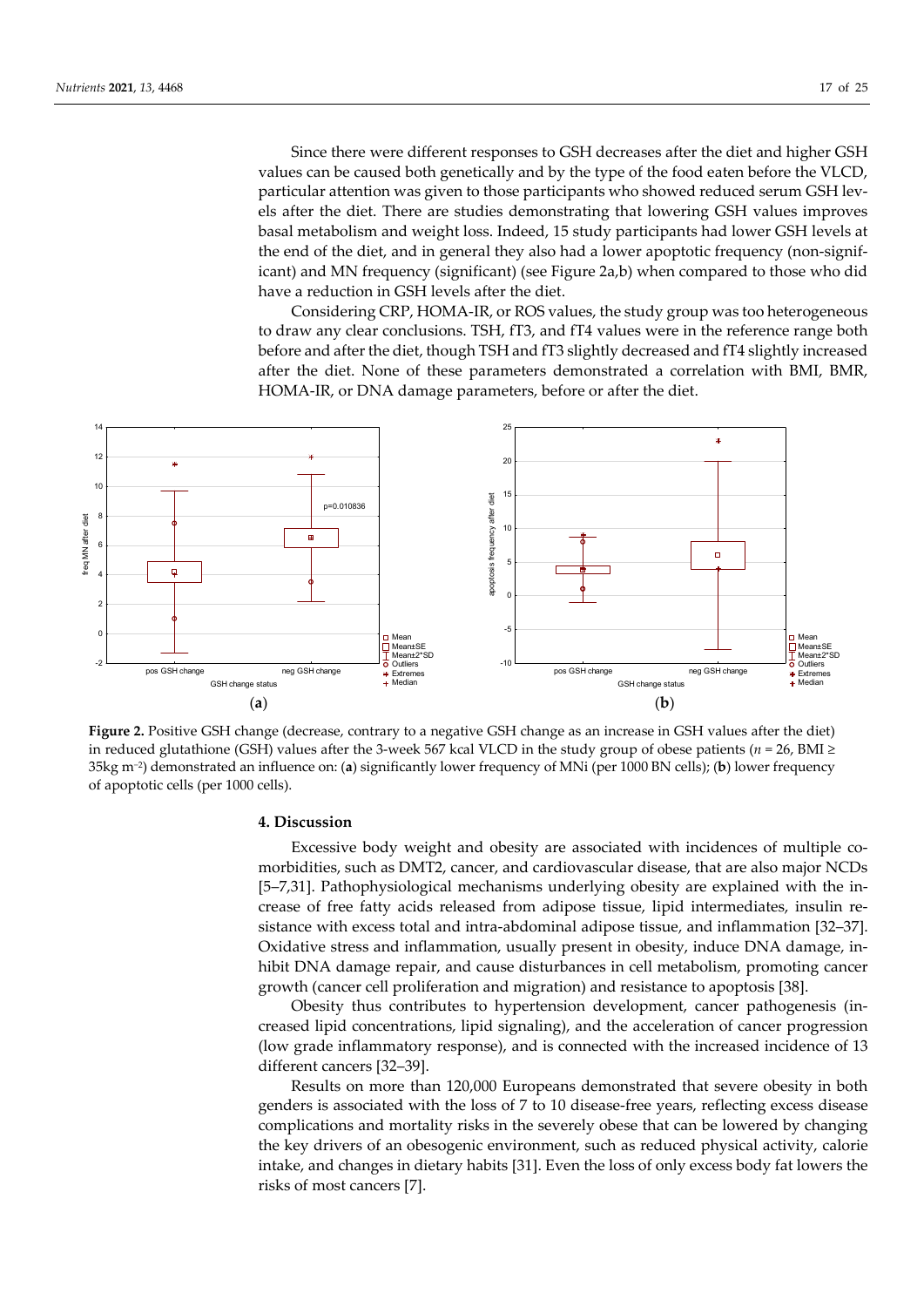Since there were different responses to GSH decreases after the diet and higher GSH values can be caused both genetically and by the type of the food eaten before the VLCD, particular attention was given to those participants who showed reduced serum GSH levels after the diet. There are studies demonstrating that lowering GSH values improves basal metabolism and weight loss. Indeed, 15 study participants had lower GSH levels at the end of the diet, and in general they also had a lower apoptotic frequency (non-significant) and MN frequency (significant) (see Figure 2a,b) when compared to those who did have a reduction in GSH levels after the diet.

Considering CRP, HOMA-IR, or ROS values, the study group was too heterogeneous to draw any clear conclusions. TSH, fT3, and fT4 values were in the reference range both before and after the diet, though TSH and fT3 slightly decreased and fT4 slightly increased after the diet. None of these parameters demonstrated a correlation with BMI, BMR, HOMA-IR, or DNA damage parameters, before or after the diet.

(**a**) (**b**)

**Figure 2.** Positive GSH change (decrease, contrary to a negative GSH change as an increase in GSH values after the diet) in reduced glutathione (GSH) values after the 3-week 567 kcal VLCD in the study group of obese patients ($n$ = 26, BMI ≥ 35kg m$^{-2}$) demonstrated an influence on: (**a**) significantly lower frequency of MNi (per 1000 BN cells); (**b**) lower frequency of apoptotic cells (per 1000 cells).

## 4. Discussion

Excessive body weight and obesity are associated with incidences of multiple comorbidities, such as DMT2, cancer, and cardiovascular disease, that are also major NCDs [5–7,31]. Pathophysiological mechanisms underlying obesity are explained with the increase of free fatty acids released from adipose tissue, lipid intermediates, insulin resistance with excess total and intra-abdominal adipose tissue, and inflammation [32–37]. Oxidative stress and inflammation, usually present in obesity, induce DNA damage, inhibit DNA damage repair, and cause disturbances in cell metabolism, promoting cancer growth (cancer cell proliferation and migration) and resistance to apoptosis [38].

Obesity thus contributes to hypertension development, cancer pathogenesis (increased lipid concentrations, lipid signaling), and the acceleration of cancer progression (low grade inflammatory response), and is connected with the increased incidence of 13 different cancers [32–39].

Results on more than 120,000 Europeans demonstrated that severe obesity in both genders is associated with the loss of 7 to 10 disease-free years, reflecting excess disease complications and mortality risks in the severely obese that can be lowered by changing the key drivers of an obesogenic environment, such as reduced physical activity, calorie intake, and changes in dietary habits [31]. Even the loss of only excess body fat lowers the risks of most cancers [7].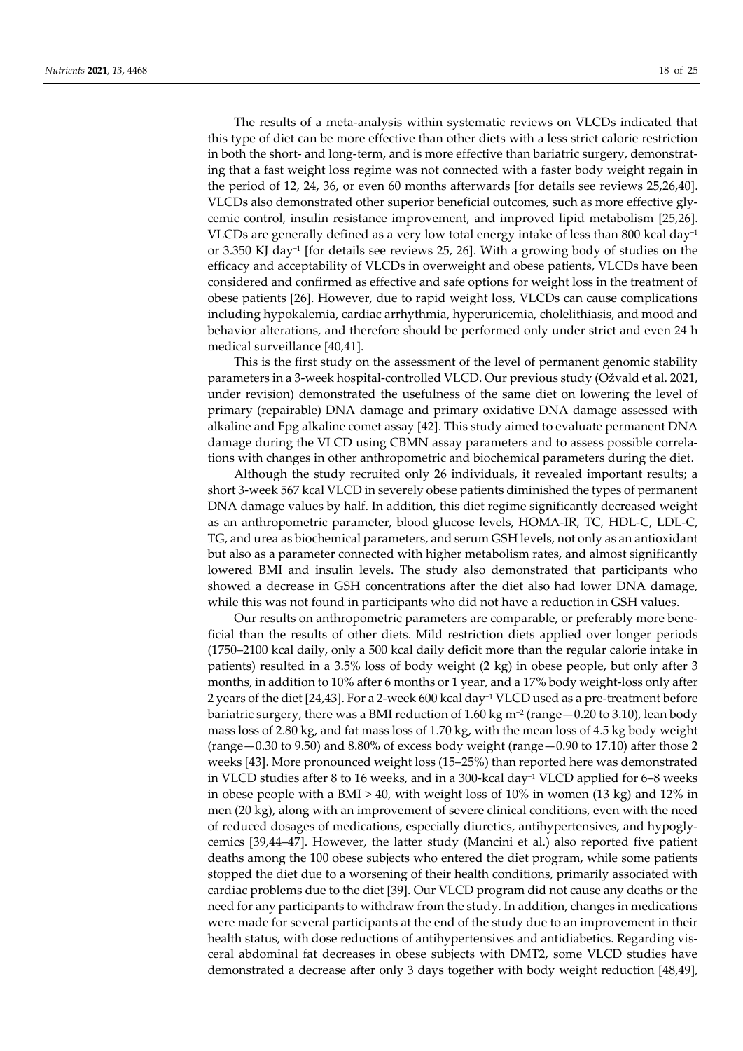The results of a meta-analysis within systematic reviews on VLCDs indicated that this type of diet can be more effective than other diets with a less strict calorie restriction in both the short- and long-term, and is more effective than bariatric surgery, demonstrating that a fast weight loss regime was not connected with a faster body weight regain in the period of 12, 24, 36, or even 60 months afterwards [for details see reviews 25,26,40]. VLCDs also demonstrated other superior beneficial outcomes, such as more effective glycemic control, insulin resistance improvement, and improved lipid metabolism [25,26]. VLCDs are generally defined as a very low total energy intake of less than 800 kcal $day^{-1}$ or 3.350 KJ $day^{-1}$ [for details see reviews 25, 26]. With a growing body of studies on the efficacy and acceptability of VLCDs in overweight and obese patients, VLCDs have been considered and confirmed as effective and safe options for weight loss in the treatment of obese patients [26]. However, due to rapid weight loss, VLCDs can cause complications including hypokalemia, cardiac arrhythmia, hyperuricemia, cholelithiasis, and mood and behavior alterations, and therefore should be performed only under strict and even 24 h medical surveillance [40,41].

This is the first study on the assessment of the level of permanent genomic stability parameters in a 3-week hospital-controlled VLCD. Our previous study (Ožvald et al. 2021, under revision) demonstrated the usefulness of the same diet on lowering the level of primary (repairable) DNA damage and primary oxidative DNA damage assessed with alkaline and Fpg alkaline comet assay [42]. This study aimed to evaluate permanent DNA damage during the VLCD using CBMN assay parameters and to assess possible correlations with changes in other anthropometric and biochemical parameters during the diet.

Although the study recruited only 26 individuals, it revealed important results; a short 3-week 567 kcal VLCD in severely obese patients diminished the types of permanent DNA damage values by half. In addition, this diet regime significantly decreased weight as an anthropometric parameter, blood glucose levels, HOMA-IR, TC, HDL-C, LDL-C, TG, and urea as biochemical parameters, and serum GSH levels, not only as an antioxidant but also as a parameter connected with higher metabolism rates, and almost significantly lowered BMI and insulin levels. The study also demonstrated that participants who showed a decrease in GSH concentrations after the diet also had lower DNA damage, while this was not found in participants who did not have a reduction in GSH values.

Our results on anthropometric parameters are comparable, or preferably more beneficial than the results of other diets. Mild restriction diets applied over longer periods (1750–2100 kcal daily, only a 500 kcal daily deficit more than the regular calorie intake in patients) resulted in a 3.5% loss of body weight (2 kg) in obese people, but only after 3 months, in addition to 10% after 6 months or 1 year, and a 17% body weight-loss only after 2 years of the diet [24,43]. For a 2-week 600 kcal $day^{-1}$ VLCD used as a pre-treatment before bariatric surgery, there was a BMI reduction of 1.60 kg $m^{-2}$ (range—0.20 to 3.10), lean body mass loss of 2.80 kg, and fat mass loss of 1.70 kg, with the mean loss of 4.5 kg body weight (range—0.30 to 9.50) and 8.80% of excess body weight (range—0.90 to 17.10) after those 2 weeks [43]. More pronounced weight loss (15–25%) than reported here was demonstrated in VLCD studies after 8 to 16 weeks, and in a 300-kcal $day^{-1}$ VLCD applied for 6–8 weeks in obese people with a BMI > 40, with weight loss of 10% in women (13 kg) and 12% in men (20 kg), along with an improvement of severe clinical conditions, even with the need of reduced dosages of medications, especially diuretics, antihypertensives, and hypoglycemics [39,44–47]. However, the latter study (Mancini et al.) also reported five patient deaths among the 100 obese subjects who entered the diet program, while some patients stopped the diet due to a worsening of their health conditions, primarily associated with cardiac problems due to the diet [39]. Our VLCD program did not cause any deaths or the need for any participants to withdraw from the study. In addition, changes in medications were made for several participants at the end of the study due to an improvement in their health status, with dose reductions of antihypertensives and antidiabetics. Regarding visceral abdominal fat decreases in obese subjects with DMT2, some VLCD studies have demonstrated a decrease after only 3 days together with body weight reduction [48,49],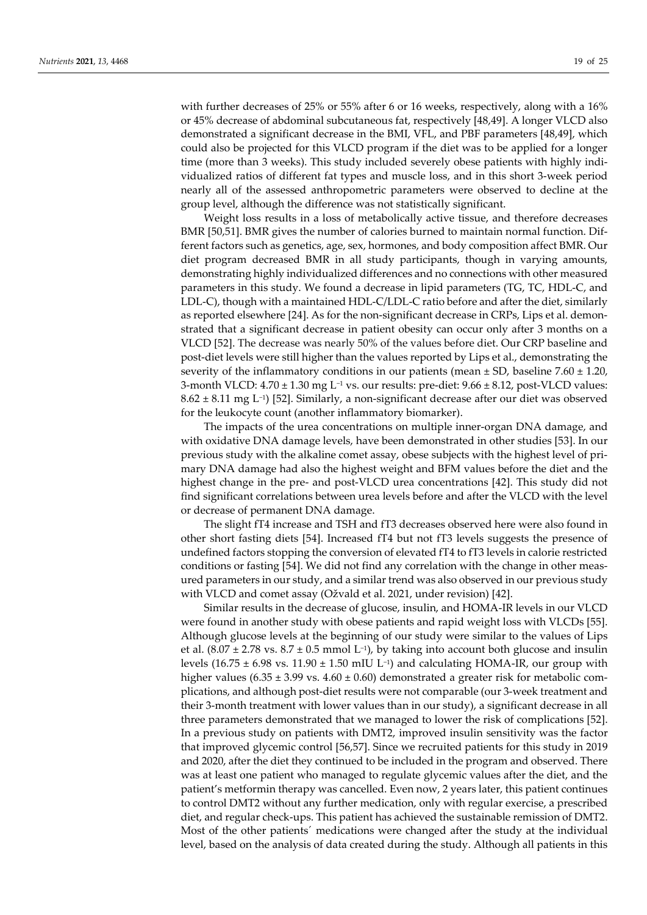with further decreases of 25% or 55% after 6 or 16 weeks, respectively, along with a 16% or 45% decrease of abdominal subcutaneous fat, respectively [48,49]. A longer VLCD also demonstrated a significant decrease in the BMI, VFL, and PBF parameters [48,49], which could also be projected for this VLCD program if the diet was to be applied for a longer time (more than 3 weeks). This study included severely obese patients with highly individualized ratios of different fat types and muscle loss, and in this short 3-week period nearly all of the assessed anthropometric parameters were observed to decline at the group level, although the difference was not statistically significant.

Weight loss results in a loss of metabolically active tissue, and therefore decreases BMR [50,51]. BMR gives the number of calories burned to maintain normal function. Different factors such as genetics, age, sex, hormones, and body composition affect BMR. Our diet program decreased BMR in all study participants, though in varying amounts, demonstrating highly individualized differences and no connections with other measured parameters in this study. We found a decrease in lipid parameters (TG, TC, HDL-C, and LDL-C), though with a maintained HDL-C/LDL-C ratio before and after the diet, similarly as reported elsewhere [24]. As for the non-significant decrease in CRPs, Lips et al. demonstrated that a significant decrease in patient obesity can occur only after 3 months on a VLCD [52]. The decrease was nearly 50% of the values before diet. Our CRP baseline and post-diet levels were still higher than the values reported by Lips et al., demonstrating the severity of the inflammatory conditions in our patients (mean ± SD, baseline 7.60 ± 1.20, 3-month VLCD: 4.70 ± 1.30 mg $L^{-1}$ vs. our results: pre-diet: 9.66 ± 8.12, post-VLCD values: 8.62 ± 8.11 mg $L^{-1}$) [52]. Similarly, a non-significant decrease after our diet was observed for the leukocyte count (another inflammatory biomarker).

The impacts of the urea concentrations on multiple inner-organ DNA damage, and with oxidative DNA damage levels, have been demonstrated in other studies [53]. In our previous study with the alkaline comet assay, obese subjects with the highest level of primary DNA damage had also the highest weight and BFM values before the diet and the highest change in the pre- and post-VLCD urea concentrations [42]. This study did not find significant correlations between urea levels before and after the VLCD with the level or decrease of permanent DNA damage.

The slight fT4 increase and TSH and fT3 decreases observed here were also found in other short fasting diets [54]. Increased fT4 but not fT3 levels suggests the presence of undefined factors stopping the conversion of elevated fT4 to fT3 levels in calorie restricted conditions or fasting [54]. We did not find any correlation with the change in other measured parameters in our study, and a similar trend was also observed in our previous study with VLCD and comet assay (Ožvald et al. 2021, under revision) [42].

Similar results in the decrease of glucose, insulin, and HOMA-IR levels in our VLCD were found in another study with obese patients and rapid weight loss with VLCDs [55]. Although glucose levels at the beginning of our study were similar to the values of Lips et al. (8.07 ± 2.78 vs. 8.7 ± 0.5 mmol $L^{-1}$), by taking into account both glucose and insulin levels (16.75 ± 6.98 vs. 11.90 ± 1.50 mIU $L^{-1}$) and calculating HOMA-IR, our group with higher values (6.35 ± 3.99 vs. 4.60 ± 0.60) demonstrated a greater risk for metabolic complications, and although post-diet results were not comparable (our 3-week treatment and their 3-month treatment with lower values than in our study), a significant decrease in all three parameters demonstrated that we managed to lower the risk of complications [52]. In a previous study on patients with DMT2, improved insulin sensitivity was the factor that improved glycemic control [56,57]. Since we recruited patients for this study in 2019 and 2020, after the diet they continued to be included in the program and observed. There was at least one patient who managed to regulate glycemic values after the diet, and the patient's metformin therapy was cancelled. Even now, 2 years later, this patient continues to control DMT2 without any further medication, only with regular exercise, a prescribed diet, and regular check-ups. This patient has achieved the sustainable remission of DMT2. Most of the other patients´ medications were changed after the study at the individual level, based on the analysis of data created during the study. Although all patients in this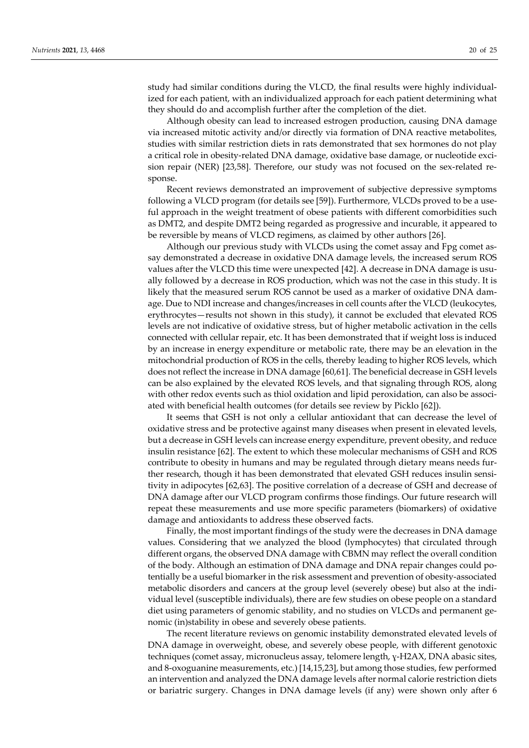study had similar conditions during the VLCD, the final results were highly individualized for each patient, with an individualized approach for each patient determining what they should do and accomplish further after the completion of the diet.

Although obesity can lead to increased estrogen production, causing DNA damage via increased mitotic activity and/or directly via formation of DNA reactive metabolites, studies with similar restriction diets in rats demonstrated that sex hormones do not play a critical role in obesity-related DNA damage, oxidative base damage, or nucleotide excision repair (NER) [23,58]. Therefore, our study was not focused on the sex-related response.

Recent reviews demonstrated an improvement of subjective depressive symptoms following a VLCD program (for details see [59]). Furthermore, VLCDs proved to be a useful approach in the weight treatment of obese patients with different comorbidities such as DMT2, and despite DMT2 being regarded as progressive and incurable, it appeared to be reversible by means of VLCD regimens, as claimed by other authors [26].

Although our previous study with VLCDs using the comet assay and Fpg comet assay demonstrated a decrease in oxidative DNA damage levels, the increased serum ROS values after the VLCD this time were unexpected [42]. A decrease in DNA damage is usually followed by a decrease in ROS production, which was not the case in this study. It is likely that the measured serum ROS cannot be used as a marker of oxidative DNA damage. Due to NDI increase and changes/increases in cell counts after the VLCD (leukocytes, erythrocytes—results not shown in this study), it cannot be excluded that elevated ROS levels are not indicative of oxidative stress, but of higher metabolic activation in the cells connected with cellular repair, etc. It has been demonstrated that if weight loss is induced by an increase in energy expenditure or metabolic rate, there may be an elevation in the mitochondrial production of ROS in the cells, thereby leading to higher ROS levels, which does not reflect the increase in DNA damage [60,61]. The beneficial decrease in GSH levels can be also explained by the elevated ROS levels, and that signaling through ROS, along with other redox events such as thiol oxidation and lipid peroxidation, can also be associated with beneficial health outcomes (for details see review by Picklo [62]).

It seems that GSH is not only a cellular antioxidant that can decrease the level of oxidative stress and be protective against many diseases when present in elevated levels, but a decrease in GSH levels can increase energy expenditure, prevent obesity, and reduce insulin resistance [62]. The extent to which these molecular mechanisms of GSH and ROS contribute to obesity in humans and may be regulated through dietary means needs further research, though it has been demonstrated that elevated GSH reduces insulin sensitivity in adipocytes [62,63]. The positive correlation of a decrease of GSH and decrease of DNA damage after our VLCD program confirms those findings. Our future research will repeat these measurements and use more specific parameters (biomarkers) of oxidative damage and antioxidants to address these observed facts.

Finally, the most important findings of the study were the decreases in DNA damage values. Considering that we analyzed the blood (lymphocytes) that circulated through different organs, the observed DNA damage with CBMN may reflect the overall condition of the body. Although an estimation of DNA damage and DNA repair changes could potentially be a useful biomarker in the risk assessment and prevention of obesity-associated metabolic disorders and cancers at the group level (severely obese) but also at the individual level (susceptible individuals), there are few studies on obese people on a standard diet using parameters of genomic stability, and no studies on VLCDs and permanent genomic (in)stability in obese and severely obese patients.

The recent literature reviews on genomic instability demonstrated elevated levels of DNA damage in overweight, obese, and severely obese people, with different genotoxic techniques (comet assay, micronucleus assay, telomere length, γ-H2AX, DNA abasic sites, and 8-oxoguanine measurements, etc.) [14,15,23], but among those studies, few performed an intervention and analyzed the DNA damage levels after normal calorie restriction diets or bariatric surgery. Changes in DNA damage levels (if any) were shown only after 6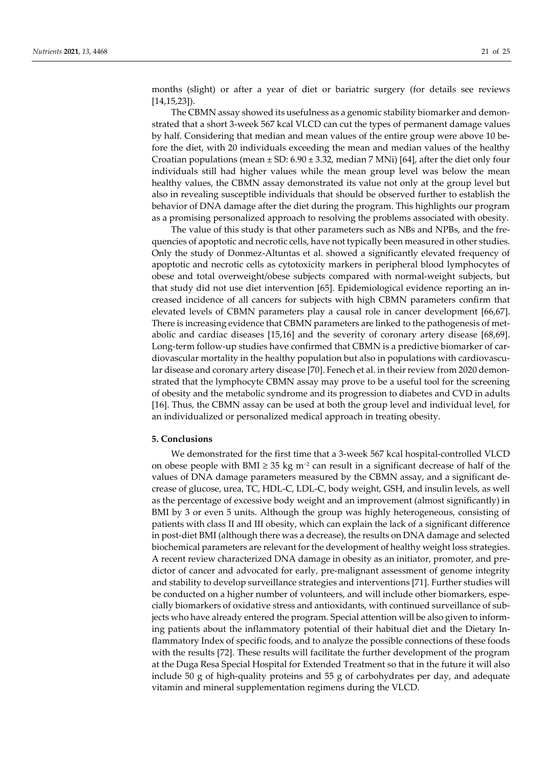months (slight) or after a year of diet or bariatric surgery (for details see reviews [14,15,23]).

The CBMN assay showed its usefulness as a genomic stability biomarker and demonstrated that a short 3-week 567 kcal VLCD can cut the types of permanent damage values by half. Considering that median and mean values of the entire group were above 10 before the diet, with 20 individuals exceeding the mean and median values of the healthy Croatian populations (mean ± SD: 6.90 ± 3.32, median 7 MNi) [64], after the diet only four individuals still had higher values while the mean group level was below the mean healthy values, the CBMN assay demonstrated its value not only at the group level but also in revealing susceptible individuals that should be observed further to establish the behavior of DNA damage after the diet during the program. This highlights our program as a promising personalized approach to resolving the problems associated with obesity.

The value of this study is that other parameters such as NBs and NPBs, and the frequencies of apoptotic and necrotic cells, have not typically been measured in other studies. Only the study of Donmez-Altuntas et al. showed a significantly elevated frequency of apoptotic and necrotic cells as cytotoxicity markers in peripheral blood lymphocytes of obese and total overweight/obese subjects compared with normal-weight subjects, but that study did not use diet intervention [65]. Epidemiological evidence reporting an increased incidence of all cancers for subjects with high CBMN parameters confirm that elevated levels of CBMN parameters play a causal role in cancer development [66,67]. There is increasing evidence that CBMN parameters are linked to the pathogenesis of metabolic and cardiac diseases [15,16] and the severity of coronary artery disease [68,69]. Long-term follow-up studies have confirmed that CBMN is a predictive biomarker of cardiovascular mortality in the healthy population but also in populations with cardiovascular disease and coronary artery disease [70]. Fenech et al. in their review from 2020 demonstrated that the lymphocyte CBMN assay may prove to be a useful tool for the screening of obesity and the metabolic syndrome and its progression to diabetes and CVD in adults [16]. Thus, the CBMN assay can be used at both the group level and individual level, for an individualized or personalized medical approach in treating obesity.

## 5. Conclusions

We demonstrated for the first time that a 3-week 567 kcal hospital-controlled VLCD on obese people with BMI ≥ 35 kg $m^{-2}$ can result in a significant decrease of half of the values of DNA damage parameters measured by the CBMN assay, and a significant decrease of glucose, urea, TC, HDL-C, LDL-C, body weight, GSH, and insulin levels, as well as the percentage of excessive body weight and an improvement (almost significantly) in BMI by 3 or even 5 units. Although the group was highly heterogeneous, consisting of patients with class II and III obesity, which can explain the lack of a significant difference in post-diet BMI (although there was a decrease), the results on DNA damage and selected biochemical parameters are relevant for the development of healthy weight loss strategies. A recent review characterized DNA damage in obesity as an initiator, promoter, and predictor of cancer and advocated for early, pre-malignant assessment of genome integrity and stability to develop surveillance strategies and interventions [71]. Further studies will be conducted on a higher number of volunteers, and will include other biomarkers, especially biomarkers of oxidative stress and antioxidants, with continued surveillance of subjects who have already entered the program. Special attention will be also given to informing patients about the inflammatory potential of their habitual diet and the Dietary Inflammatory Index of specific foods, and to analyze the possible connections of these foods with the results [72]. These results will facilitate the further development of the program at the Duga Resa Special Hospital for Extended Treatment so that in the future it will also include 50 g of high-quality proteins and 55 g of carbohydrates per day, and adequate vitamin and mineral supplementation regimens during the VLCD.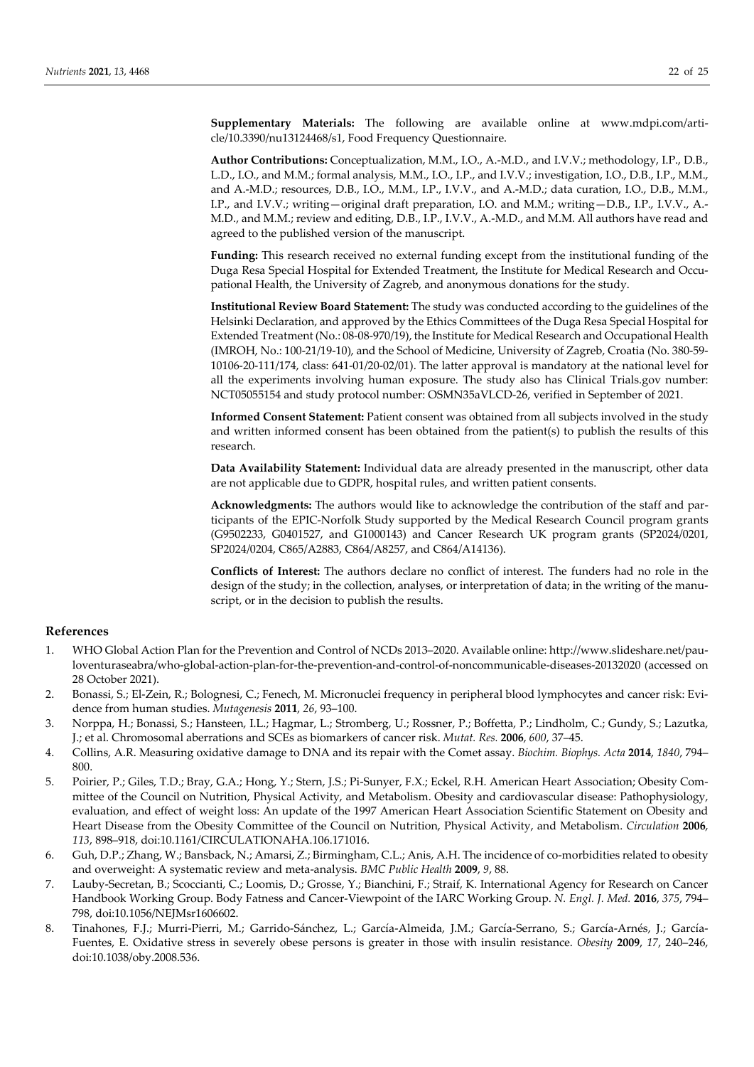**Supplementary Materials:** The following are available online at www.mdpi.com/article/10.3390/nu13124468/s1, Food Frequency Questionnaire.

**Author Contributions:** Conceptualization, M.M., I.O., A.-M.D., and I.V.V.; methodology, I.P., D.B., L.D., I.O., and M.M.; formal analysis, M.M., I.O., I.P., and I.V.V.; investigation, I.O., D.B., I.P., M.M., and A.-M.D.; resources, D.B., I.O., M.M., I.P., I.V.V., and A.-M.D.; data curation, I.O., D.B., M.M., I.P., and I.V.V.; writing—original draft preparation, I.O. and M.M.; writing—D.B., I.P., I.V.V., A.-M.D., and M.M.; review and editing, D.B., I.P., I.V.V., A.-M.D., and M.M. All authors have read and agreed to the published version of the manuscript.

**Funding:** This research received no external funding except from the institutional funding of the Duga Resa Special Hospital for Extended Treatment, the Institute for Medical Research and Occupational Health, the University of Zagreb, and anonymous donations for the study.

**Institutional Review Board Statement:** The study was conducted according to the guidelines of the Helsinki Declaration, and approved by the Ethics Committees of the Duga Resa Special Hospital for Extended Treatment (No.: 08-08-970/19), the Institute for Medical Research and Occupational Health (IMROH, No.: 100-21/19-10), and the School of Medicine, University of Zagreb, Croatia (No. 380-59-10106-20-111/174, class: 641-01/20-02/01). The latter approval is mandatory at the national level for all the experiments involving human exposure. The study also has Clinical Trials.gov number: NCT05055154 and study protocol number: OSMN35aVLCD-26, verified in September of 2021.

**Informed Consent Statement:** Patient consent was obtained from all subjects involved in the study and written informed consent has been obtained from the patient(s) to publish the results of this research.

**Data Availability Statement:** Individual data are already presented in the manuscript, other data are not applicable due to GDPR, hospital rules, and written patient consents.

**Acknowledgments:** The authors would like to acknowledge the contribution of the staff and participants of the EPIC-Norfolk Study supported by the Medical Research Council program grants (G9502233, G0401527, and G1000143) and Cancer Research UK program grants (SP2024/0201, SP2024/0204, C865/A2883, C864/A8257, and C864/A14136).

**Conflicts of Interest:** The authors declare no conflict of interest. The funders had no role in the design of the study; in the collection, analyses, or interpretation of data; in the writing of the manuscript, or in the decision to publish the results.

## References

1. WHO Global Action Plan for the Prevention and Control of NCDs 2013–2020. Available online: http://www.slideshare.net/pauloventuraseabra/who-global-action-plan-for-the-prevention-and-control-of-noncommunicable-diseases-20132020 (accessed on 28 October 2021).
2. Bonassi, S.; El-Zein, R.; Bolognesi, C.; Fenech, M. Micronuclei frequency in peripheral blood lymphocytes and cancer risk: Evidence from human studies. *Mutagenesis* **2011**, *26*, 93–100.
3. Norppa, H.; Bonassi, S.; Hansteen, I.L.; Hagmar, L.; Stromberg, U.; Rossner, P.; Boffetta, P.; Lindholm, C.; Gundy, S.; Lazutka, J.; et al. Chromosomal aberrations and SCEs as biomarkers of cancer risk. *Mutat. Res.* **2006**, *600*, 37–45.
4. Collins, A.R. Measuring oxidative damage to DNA and its repair with the Comet assay. *Biochim. Biophys. Acta* **2014**, *1840*, 794–800.
5. Poirier, P.; Giles, T.D.; Bray, G.A.; Hong, Y.; Stern, J.S.; Pi-Sunyer, F.X.; Eckel, R.H. American Heart Association; Obesity Committee of the Council on Nutrition, Physical Activity, and Metabolism. Obesity and cardiovascular disease: Pathophysiology, evaluation, and effect of weight loss: An update of the 1997 American Heart Association Scientific Statement on Obesity and Heart Disease from the Obesity Committee of the Council on Nutrition, Physical Activity, and Metabolism. *Circulation* **2006**, *113*, 898–918, doi:10.1161/CIRCULATIONAHA.106.171016.
6. Guh, D.P.; Zhang, W.; Bansback, N.; Amarsi, Z.; Birmingham, C.L.; Anis, A.H. The incidence of co-morbidities related to obesity and overweight: A systematic review and meta-analysis. *BMC Public Health* **2009**, *9*, 88.
7. Lauby-Secretan, B.; Scoccianti, C.; Loomis, D.; Grosse, Y.; Bianchini, F.; Straif, K. International Agency for Research on Cancer Handbook Working Group. Body Fatness and Cancer-Viewpoint of the IARC Working Group. *N. Engl. J. Med.* **2016**, *375*, 794–798, doi:10.1056/NEJMsr1606602.
8. Tinahones, F.J.; Murri-Pierri, M.; Garrido-Sánchez, L.; García-Almeida, J.M.; García-Serrano, S.; García-Arnés, J.; García-Fuentes, E. Oxidative stress in severely obese persons is greater in those with insulin resistance. *Obesity* **2009**, *17*, 240–246, doi:10.1038/oby.2008.536.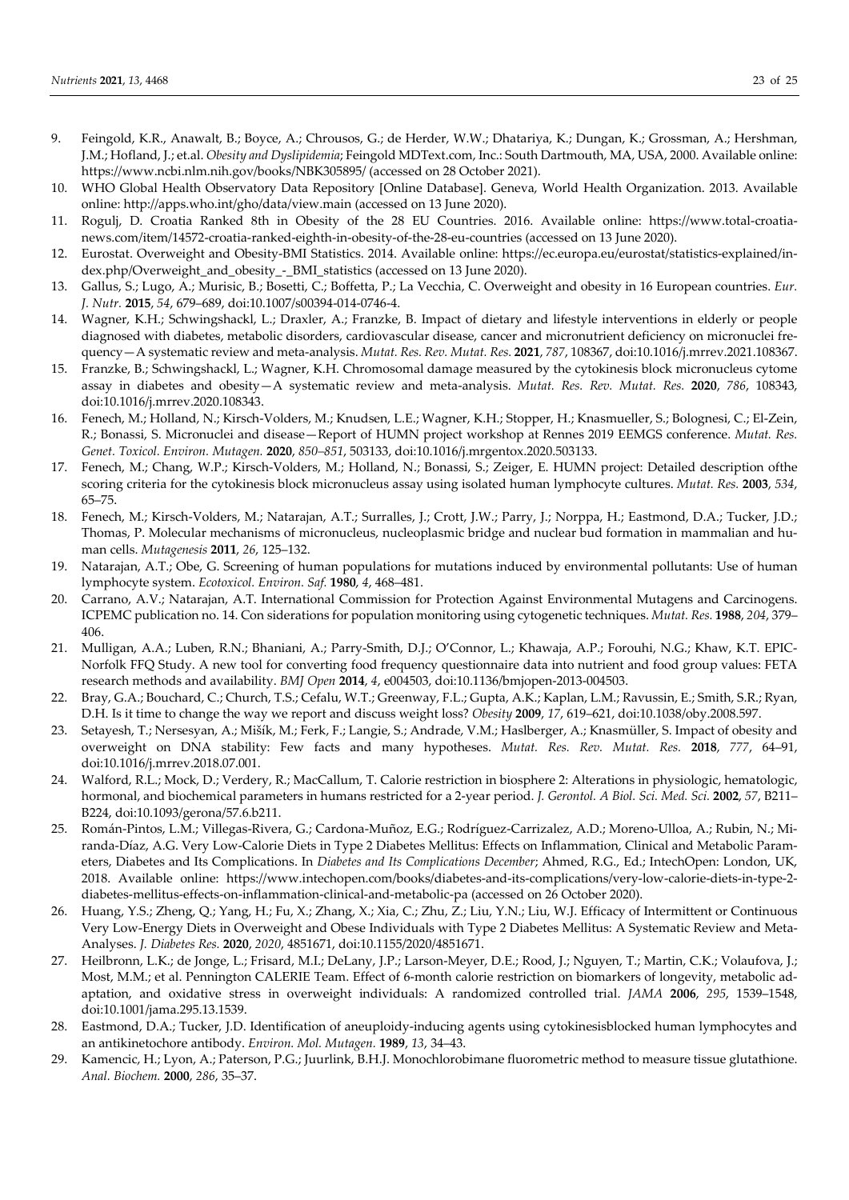9. Feingold, K.R.; Anawalt, B.; Boyce, A.; Chrousos, G.; de Herder, W.W.; Dhatariya, K.; Dungan, K.; Grossman, A.; Hershman, J.M.; Hofland, J.; et.al. *Obesity and Dyslipidemia*; Feingold MDText.com, Inc.: South Dartmouth, MA, USA, 2000. Available online: https://www.ncbi.nlm.nih.gov/books/NBK305895/ (accessed on 28 October 2021).
10. WHO Global Health Observatory Data Repository [Online Database]. Geneva, World Health Organization. 2013. Available online: http://apps.who.int/gho/data/view.main (accessed on 13 June 2020).
11. Rogulj, D. Croatia Ranked 8th in Obesity of the 28 EU Countries. 2016. Available online: https://www.total-croatia-news.com/item/14572-croatia-ranked-eighth-in-obesity-of-the-28-eu-countries (accessed on 13 June 2020).
12. Eurostat. Overweight and Obesity-BMI Statistics. 2014. Available online: https://ec.europa.eu/eurostat/statistics-explained/index.php/Overweight_and_obesity_-_BMI_statistics (accessed on 13 June 2020).
13. Gallus, S.; Lugo, A.; Murisic, B.; Bosetti, C.; Boffetta, P.; La Vecchia, C. Overweight and obesity in 16 European countries. *Eur. J. Nutr.* **2015**, *54*, 679–689, doi:10.1007/s00394-014-0746-4.
14. Wagner, K.H.; Schwingshackl, L.; Draxler, A.; Franzke, B. Impact of dietary and lifestyle interventions in elderly or people diagnosed with diabetes, metabolic disorders, cardiovascular disease, cancer and micronutrient deficiency on micronuclei frequency—A systematic review and meta-analysis. *Mutat. Res. Rev. Mutat. Res.* **2021**, *787*, 108367, doi:10.1016/j.mrrev.2021.108367.
15. Franzke, B.; Schwingshackl, L.; Wagner, K.H. Chromosomal damage measured by the cytokinesis block micronucleus cytome assay in diabetes and obesity—A systematic review and meta-analysis. *Mutat. Res. Rev. Mutat. Res.* **2020**, *786*, 108343, doi:10.1016/j.mrrev.2020.108343.
16. Fenech, M.; Holland, N.; Kirsch-Volders, M.; Knudsen, L.E.; Wagner, K.H.; Stopper, H.; Knasmueller, S.; Bolognesi, C.; El-Zein, R.; Bonassi, S. Micronuclei and disease—Report of HUMN project workshop at Rennes 2019 EEMGS conference. *Mutat. Res. Genet. Toxicol. Environ. Mutagen.* **2020**, *850–851*, 503133, doi:10.1016/j.mrgentox.2020.503133.
17. Fenech, M.; Chang, W.P.; Kirsch-Volders, M.; Holland, N.; Bonassi, S.; Zeiger, E. HUMN project: Detailed description ofthe scoring criteria for the cytokinesis block micronucleus assay using isolated human lymphocyte cultures. *Mutat. Res.* **2003**, *534*, 65–75.
18. Fenech, M.; Kirsch-Volders, M.; Natarajan, A.T.; Surralles, J.; Crott, J.W.; Parry, J.; Norppa, H.; Eastmond, D.A.; Tucker, J.D.; Thomas, P. Molecular mechanisms of micronucleus, nucleoplasmic bridge and nuclear bud formation in mammalian and human cells. *Mutagenesis* **2011**, *26*, 125–132.
19. Natarajan, A.T.; Obe, G. Screening of human populations for mutations induced by environmental pollutants: Use of human lymphocyte system. *Ecotoxicol. Environ. Saf.* **1980**, *4*, 468–481.
20. Carrano, A.V.; Natarajan, A.T. International Commission for Protection Against Environmental Mutagens and Carcinogens. ICPEMC publication no. 14. Con siderations for population monitoring using cytogenetic techniques. *Mutat. Res.* **1988**, *204*, 379–406.
21. Mulligan, A.A.; Luben, R.N.; Bhaniani, A.; Parry-Smith, D.J.; O'Connor, L.; Khawaja, A.P.; Forouhi, N.G.; Khaw, K.T. EPIC-Norfolk FFQ Study. A new tool for converting food frequency questionnaire data into nutrient and food group values: FETA research methods and availability. *BMJ Open* **2014**, *4*, e004503, doi:10.1136/bmjopen-2013-004503.
22. Bray, G.A.; Bouchard, C.; Church, T.S.; Cefalu, W.T.; Greenway, F.L.; Gupta, A.K.; Kaplan, L.M.; Ravussin, E.; Smith, S.R.; Ryan, D.H. Is it time to change the way we report and discuss weight loss? *Obesity* **2009**, *17*, 619–621, doi:10.1038/oby.2008.597.
23. Setayesh, T.; Nersesyan, A.; Mišík, M.; Ferk, F.; Langie, S.; Andrade, V.M.; Haslberger, A.; Knasmüller, S. Impact of obesity and overweight on DNA stability: Few facts and many hypotheses. *Mutat. Res. Rev. Mutat. Res.* **2018**, *777*, 64–91, doi:10.1016/j.mrrev.2018.07.001.
24. Walford, R.L.; Mock, D.; Verdery, R.; MacCallum, T. Calorie restriction in biosphere 2: Alterations in physiologic, hematologic, hormonal, and biochemical parameters in humans restricted for a 2-year period. *J. Gerontol. A Biol. Sci. Med. Sci.* **2002**, *57*, B211–B224, doi:10.1093/gerona/57.6.b211.
25. Román-Pintos, L.M.; Villegas-Rivera, G.; Cardona-Muñoz, E.G.; Rodríguez-Carrizalez, A.D.; Moreno-Ulloa, A.; Rubin, N.; Miranda-Díaz, A.G. Very Low-Calorie Diets in Type 2 Diabetes Mellitus: Effects on Inflammation, Clinical and Metabolic Parameters, Diabetes and Its Complications. In *Diabetes and Its Complications December*; Ahmed, R.G., Ed.; IntechOpen: London, UK, 2018. Available online: https://www.intechopen.com/books/diabetes-and-its-complications/very-low-calorie-diets-in-type-2-diabetes-mellitus-effects-on-inflammation-clinical-and-metabolic-pa (accessed on 26 October 2020).
26. Huang, Y.S.; Zheng, Q.; Yang, H.; Fu, X.; Zhang, X.; Xia, C.; Zhu, Z.; Liu, Y.N.; Liu, W.J. Efficacy of Intermittent or Continuous Very Low-Energy Diets in Overweight and Obese Individuals with Type 2 Diabetes Mellitus: A Systematic Review and Meta-Analyses. *J. Diabetes Res.* **2020**, *2020*, 4851671, doi:10.1155/2020/4851671.
27. Heilbronn, L.K.; de Jonge, L.; Frisard, M.I.; DeLany, J.P.; Larson-Meyer, D.E.; Rood, J.; Nguyen, T.; Martin, C.K.; Volaufova, J.; Most, M.M.; et al. Pennington CALERIE Team. Effect of 6-month calorie restriction on biomarkers of longevity, metabolic adaptation, and oxidative stress in overweight individuals: A randomized controlled trial. *JAMA* **2006**, *295*, 1539–1548, doi:10.1001/jama.295.13.1539.
28. Eastmond, D.A.; Tucker, J.D. Identification of aneuploidy-inducing agents using cytokinesisblocked human lymphocytes and an antikinetochore antibody. *Environ. Mol. Mutagen.* **1989**, *13*, 34–43.
29. Kamencic, H.; Lyon, A.; Paterson, P.G.; Juurlink, B.H.J. Monochlorobimane fluorometric method to measure tissue glutathione. *Anal. Biochem.* **2000**, *286*, 35–37.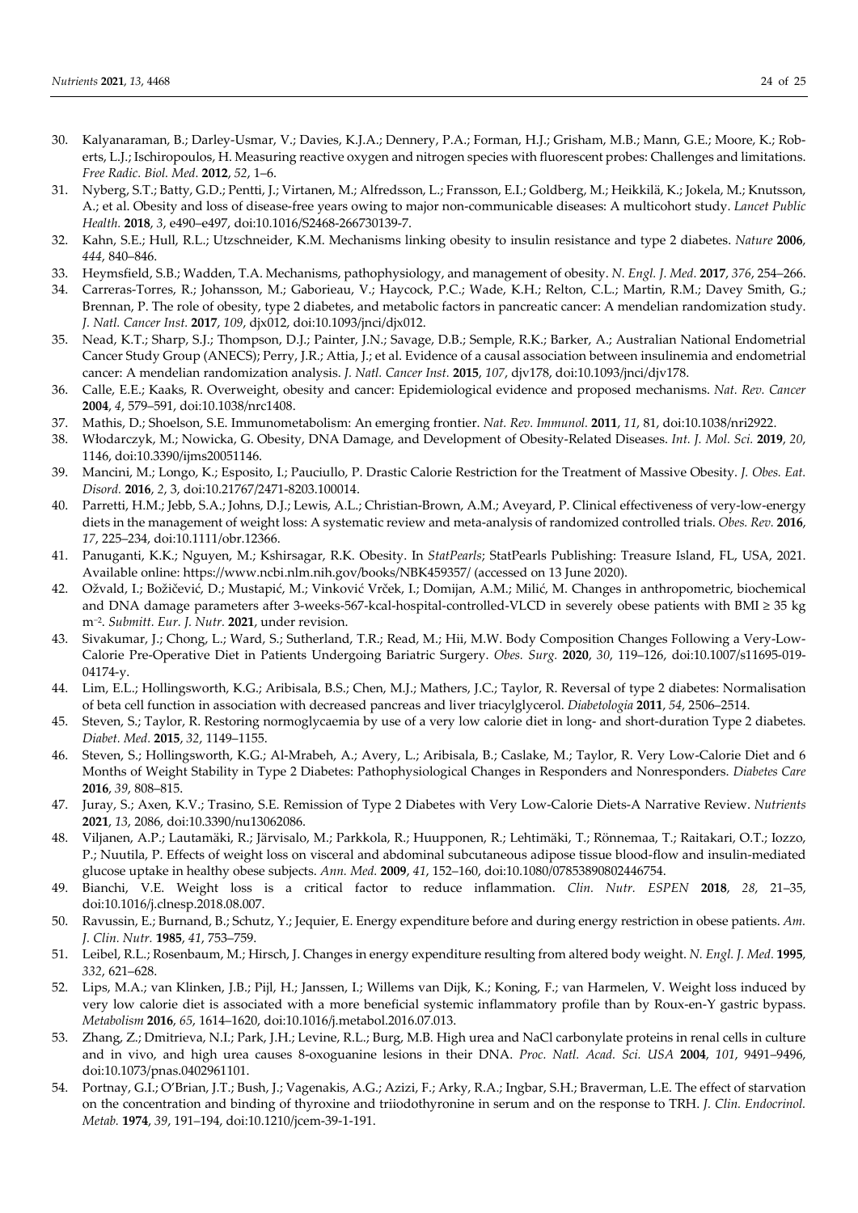30. Kalyanaraman, B.; Darley-Usmar, V.; Davies, K.J.A.; Dennery, P.A.; Forman, H.J.; Grisham, M.B.; Mann, G.E.; Moore, K.; Roberts, L.J.; Ischiropoulos, H. Measuring reactive oxygen and nitrogen species with fluorescent probes: Challenges and limitations. *Free Radic. Biol. Med.* **2012**, *52*, 1–6.
31. Nyberg, S.T.; Batty, G.D.; Pentti, J.; Virtanen, M.; Alfredsson, L.; Fransson, E.I.; Goldberg, M.; Heikkilä, K.; Jokela, M.; Knutsson, A.; et al. Obesity and loss of disease-free years owing to major non-communicable diseases: A multicohort study. *Lancet Public Health.* **2018**, *3*, e490–e497, doi:10.1016/S2468-266730139-7.
32. Kahn, S.E.; Hull, R.L.; Utzschneider, K.M. Mechanisms linking obesity to insulin resistance and type 2 diabetes. *Nature* **2006**, *444*, 840–846.
33. Heymsfield, S.B.; Wadden, T.A. Mechanisms, pathophysiology, and management of obesity. *N. Engl. J. Med.* **2017**, *376*, 254–266.
34. Carreras-Torres, R.; Johansson, M.; Gaborieau, V.; Haycock, P.C.; Wade, K.H.; Relton, C.L.; Martin, R.M.; Davey Smith, G.; Brennan, P. The role of obesity, type 2 diabetes, and metabolic factors in pancreatic cancer: A mendelian randomization study. *J. Natl. Cancer Inst.* **2017**, *109*, djx012, doi:10.1093/jnci/djx012.
35. Nead, K.T.; Sharp, S.J.; Thompson, D.J.; Painter, J.N.; Savage, D.B.; Semple, R.K.; Barker, A.; Australian National Endometrial Cancer Study Group (ANECS); Perry, J.R.; Attia, J.; et al. Evidence of a causal association between insulinemia and endometrial cancer: A mendelian randomization analysis. *J. Natl. Cancer Inst.* **2015**, *107*, djv178, doi:10.1093/jnci/djv178.
36. Calle, E.E.; Kaaks, R. Overweight, obesity and cancer: Epidemiological evidence and proposed mechanisms. *Nat. Rev. Cancer* **2004**, *4*, 579–591, doi:10.1038/nrc1408.
37. Mathis, D.; Shoelson, S.E. Immunometabolism: An emerging frontier. *Nat. Rev. Immunol.* **2011**, *11*, 81, doi:10.1038/nri2922.
38. Włodarczyk, M.; Nowicka, G. Obesity, DNA Damage, and Development of Obesity-Related Diseases. *Int. J. Mol. Sci.* **2019**, *20*, 1146, doi:10.3390/ijms20051146.
39. Mancini, M.; Longo, K.; Esposito, I.; Pauciullo, P. Drastic Calorie Restriction for the Treatment of Massive Obesity. *J. Obes. Eat. Disord.* **2016**, *2*, 3, doi:10.21767/2471-8203.100014.
40. Parretti, H.M.; Jebb, S.A.; Johns, D.J.; Lewis, A.L.; Christian-Brown, A.M.; Aveyard, P. Clinical effectiveness of very-low-energy diets in the management of weight loss: A systematic review and meta-analysis of randomized controlled trials. *Obes. Rev.* **2016**, *17*, 225–234, doi:10.1111/obr.12366.
41. Panuganti, K.K.; Nguyen, M.; Kshirsagar, R.K. Obesity. In *StatPearls*; StatPearls Publishing: Treasure Island, FL, USA, 2021. Available online: https://www.ncbi.nlm.nih.gov/books/NBK459357/ (accessed on 13 June 2020).
42. Ožvald, I.; Božičević, D.; Mustapić, M.; Vinković Vrček, I.; Domijan, A.M.; Milić, M. Changes in anthropometric, biochemical and DNA damage parameters after 3-weeks-567-kcal-hospital-controlled-VLCD in severely obese patients with BMI ≥ 35 kg m$^{-2}$. *Submitt. Eur. J. Nutr.* **2021**, under revision.
43. Sivakumar, J.; Chong, L.; Ward, S.; Sutherland, T.R.; Read, M.; Hii, M.W. Body Composition Changes Following a Very-Low-Calorie Pre-Operative Diet in Patients Undergoing Bariatric Surgery. *Obes. Surg.* **2020**, *30*, 119–126, doi:10.1007/s11695-019-04174-y.
44. Lim, E.L.; Hollingsworth, K.G.; Aribisala, B.S.; Chen, M.J.; Mathers, J.C.; Taylor, R. Reversal of type 2 diabetes: Normalisation of beta cell function in association with decreased pancreas and liver triacylglycerol. *Diabetologia* **2011**, *54*, 2506–2514.
45. Steven, S.; Taylor, R. Restoring normoglycaemia by use of a very low calorie diet in long- and short-duration Type 2 diabetes. *Diabet. Med.* **2015**, *32*, 1149–1155.
46. Steven, S.; Hollingsworth, K.G.; Al-Mrabeh, A.; Avery, L.; Aribisala, B.; Caslake, M.; Taylor, R. Very Low-Calorie Diet and 6 Months of Weight Stability in Type 2 Diabetes: Pathophysiological Changes in Responders and Nonresponders. *Diabetes Care* **2016**, *39*, 808–815.
47. Juray, S.; Axen, K.V.; Trasino, S.E. Remission of Type 2 Diabetes with Very Low-Calorie Diets-A Narrative Review. *Nutrients* **2021**, *13*, 2086, doi:10.3390/nu13062086.
48. Viljanen, A.P.; Lautamäki, R.; Järvisalo, M.; Parkkola, R.; Huupponen, R.; Lehtimäki, T.; Rönnemaa, T.; Raitakari, O.T.; Iozzo, P.; Nuutila, P. Effects of weight loss on visceral and abdominal subcutaneous adipose tissue blood-flow and insulin-mediated glucose uptake in healthy obese subjects. *Ann. Med.* **2009**, *41*, 152–160, doi:10.1080/07853890802446754.
49. Bianchi, V.E. Weight loss is a critical factor to reduce inflammation. *Clin. Nutr. ESPEN* **2018**, *28*, 21–35, doi:10.1016/j.clnesp.2018.08.007.
50. Ravussin, E.; Burnand, B.; Schutz, Y.; Jequier, E. Energy expenditure before and during energy restriction in obese patients. *Am. J. Clin. Nutr.* **1985**, *41*, 753–759.
51. Leibel, R.L.; Rosenbaum, M.; Hirsch, J. Changes in energy expenditure resulting from altered body weight. *N. Engl. J. Med.* **1995**, *332*, 621–628.
52. Lips, M.A.; van Klinken, J.B.; Pijl, H.; Janssen, I.; Willems van Dijk, K.; Koning, F.; van Harmelen, V. Weight loss induced by very low calorie diet is associated with a more beneficial systemic inflammatory profile than by Roux-en-Y gastric bypass. *Metabolism* **2016**, *65*, 1614–1620, doi:10.1016/j.metabol.2016.07.013.
53. Zhang, Z.; Dmitrieva, N.I.; Park, J.H.; Levine, R.L.; Burg, M.B. High urea and NaCl carbonylate proteins in renal cells in culture and in vivo, and high urea causes 8-oxoguanine lesions in their DNA. *Proc. Natl. Acad. Sci. USA* **2004**, *101*, 9491–9496, doi:10.1073/pnas.0402961101.
54. Portnay, G.I.; O'Brian, J.T.; Bush, J.; Vagenakis, A.G.; Azizi, F.; Arky, R.A.; Ingbar, S.H.; Braverman, L.E. The effect of starvation on the concentration and binding of thyroxine and triiodothyronine in serum and on the response to TRH. *J. Clin. Endocrinol. Metab.* **1974**, *39*, 191–194, doi:10.1210/jcem-39-1-191.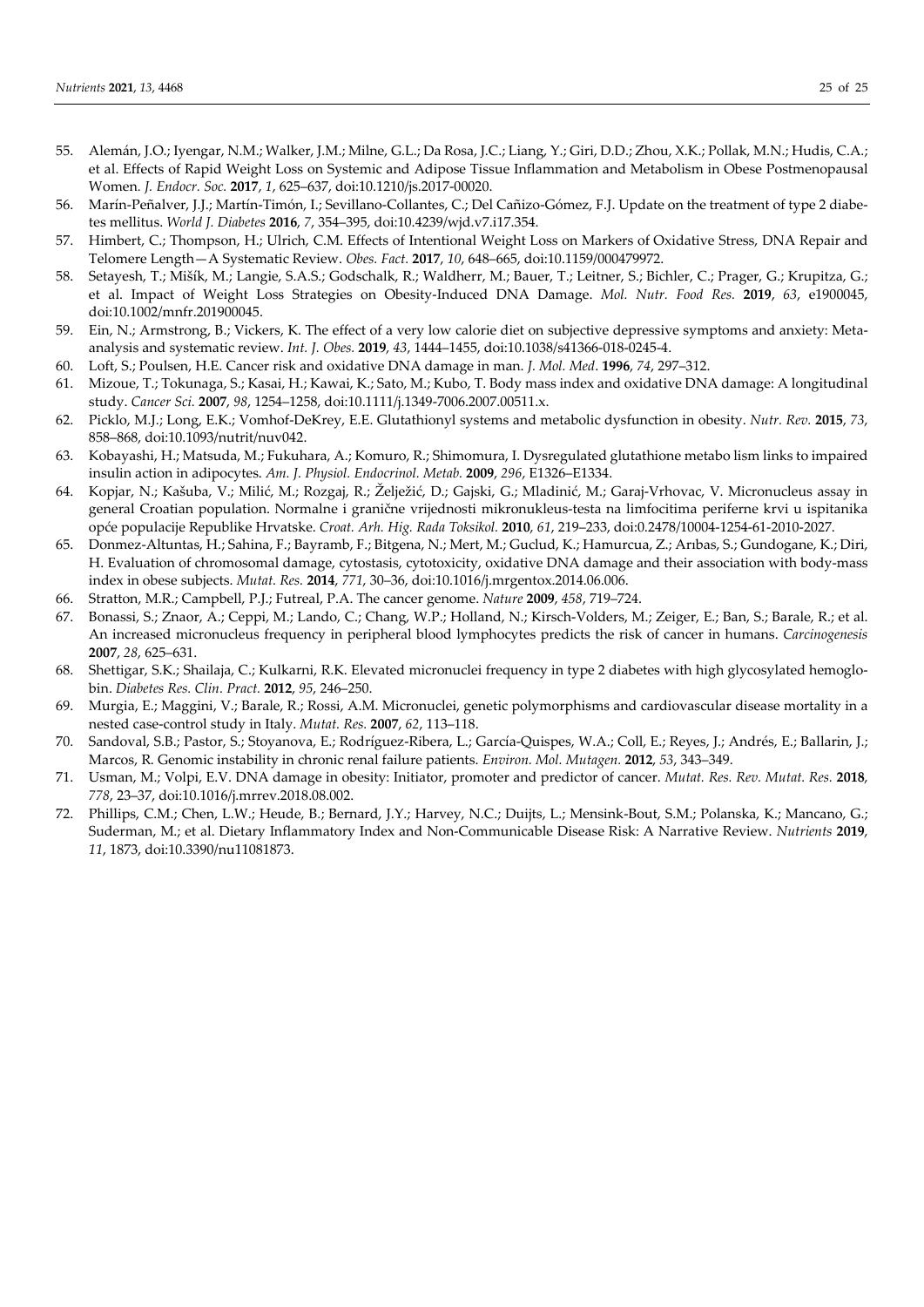55. Alemán, J.O.; Iyengar, N.M.; Walker, J.M.; Milne, G.L.; Da Rosa, J.C.; Liang, Y.; Giri, D.D.; Zhou, X.K.; Pollak, M.N.; Hudis, C.A.; et al. Effects of Rapid Weight Loss on Systemic and Adipose Tissue Inflammation and Metabolism in Obese Postmenopausal Women. *J. Endocr. Soc.* **2017**, *1*, 625–637, doi:10.1210/js.2017-00020.
56. Marín-Peñalver, J.J.; Martín-Timón, I.; Sevillano-Collantes, C.; Del Cañizo-Gómez, F.J. Update on the treatment of type 2 diabetes mellitus. *World J. Diabetes* **2016**, *7*, 354–395, doi:10.4239/wjd.v7.i17.354.
57. Himbert, C.; Thompson, H.; Ulrich, C.M. Effects of Intentional Weight Loss on Markers of Oxidative Stress, DNA Repair and Telomere Length—A Systematic Review. *Obes. Fact.* **2017**, *10*, 648–665, doi:10.1159/000479972.
58. Setayesh, T.; Mišík, M.; Langie, S.A.S.; Godschalk, R.; Waldherr, M.; Bauer, T.; Leitner, S.; Bichler, C.; Prager, G.; Krupitza, G.; et al. Impact of Weight Loss Strategies on Obesity-Induced DNA Damage. *Mol. Nutr. Food Res.* **2019**, *63*, e1900045, doi:10.1002/mnfr.201900045.
59. Ein, N.; Armstrong, B.; Vickers, K. The effect of a very low calorie diet on subjective depressive symptoms and anxiety: Meta-analysis and systematic review. *Int. J. Obes.* **2019**, *43*, 1444–1455, doi:10.1038/s41366-018-0245-4.
60. Loft, S.; Poulsen, H.E. Cancer risk and oxidative DNA damage in man. *J. Mol. Med*. **1996**, *74*, 297–312.
61. Mizoue, T.; Tokunaga, S.; Kasai, H.; Kawai, K.; Sato, M.; Kubo, T. Body mass index and oxidative DNA damage: A longitudinal study. *Cancer Sci.* **2007**, *98*, 1254–1258, doi:10.1111/j.1349-7006.2007.00511.x.
62. Picklo, M.J.; Long, E.K.; Vomhof-DeKrey, E.E. Glutathionyl systems and metabolic dysfunction in obesity. *Nutr. Rev.* **2015**, *73*, 858–868, doi:10.1093/nutrit/nuv042.
63. Kobayashi, H.; Matsuda, M.; Fukuhara, A.; Komuro, R.; Shimomura, I. Dysregulated glutathione metabo lism links to impaired insulin action in adipocytes. *Am. J. Physiol. Endocrinol. Metab.* **2009**, *296*, E1326–E1334.
64. Kopjar, N.; Kašuba, V.; Milić, M.; Rozgaj, R.; Želježić, D.; Gajski, G.; Mladinić, M.; Garaj-Vrhovac, V. Micronucleus assay in general Croatian population. Normalne i granične vrijednosti mikronukleus-testa na limfocitima periferne krvi u ispitanika opće populacije Republike Hrvatske. *Croat. Arh. Hig. Rada Toksikol.* **2010**, *61*, 219–233, doi:0.2478/10004-1254-61-2010-2027.
65. Donmez-Altuntas, H.; Sahina, F.; Bayramb, F.; Bitgena, N.; Mert, M.; Guclud, K.; Hamurcua, Z.; Arıbas, S.; Gundogane, K.; Diri, H. Evaluation of chromosomal damage, cytostasis, cytotoxicity, oxidative DNA damage and their association with body-mass index in obese subjects. *Mutat. Res.* **2014**, *771*, 30–36, doi:10.1016/j.mrgentox.2014.06.006.
66. Stratton, M.R.; Campbell, P.J.; Futreal, P.A. The cancer genome. *Nature* **2009**, *458*, 719–724.
67. Bonassi, S.; Znaor, A.; Ceppi, M.; Lando, C.; Chang, W.P.; Holland, N.; Kirsch-Volders, M.; Zeiger, E.; Ban, S.; Barale, R.; et al. An increased micronucleus frequency in peripheral blood lymphocytes predicts the risk of cancer in humans. *Carcinogenesis* **2007**, *28*, 625–631.
68. Shettigar, S.K.; Shailaja, C.; Kulkarni, R.K. Elevated micronuclei frequency in type 2 diabetes with high glycosylated hemoglobin. *Diabetes Res. Clin. Pract.* **2012**, *95*, 246–250.
69. Murgia, E.; Maggini, V.; Barale, R.; Rossi, A.M. Micronuclei, genetic polymorphisms and cardiovascular disease mortality in a nested case-control study in Italy. *Mutat. Res.* **2007**, *62*, 113–118.
70. Sandoval, S.B.; Pastor, S.; Stoyanova, E.; Rodríguez-Ribera, L.; García-Quispes, W.A.; Coll, E.; Reyes, J.; Andrés, E.; Ballarin, J.; Marcos, R. Genomic instability in chronic renal failure patients. *Environ. Mol. Mutagen.* **2012**, *53*, 343–349.
71. Usman, M.; Volpi, E.V. DNA damage in obesity: Initiator, promoter and predictor of cancer. *Mutat. Res. Rev. Mutat. Res.* **2018**, *778*, 23–37, doi:10.1016/j.mrrev.2018.08.002.
72. Phillips, C.M.; Chen, L.W.; Heude, B.; Bernard, J.Y.; Harvey, N.C.; Duijts, L.; Mensink-Bout, S.M.; Polanska, K.; Mancano, G.; Suderman, M.; et al. Dietary Inflammatory Index and Non-Communicable Disease Risk: A Narrative Review. *Nutrients* **2019**, *11*, 1873, doi:10.3390/nu11081873.